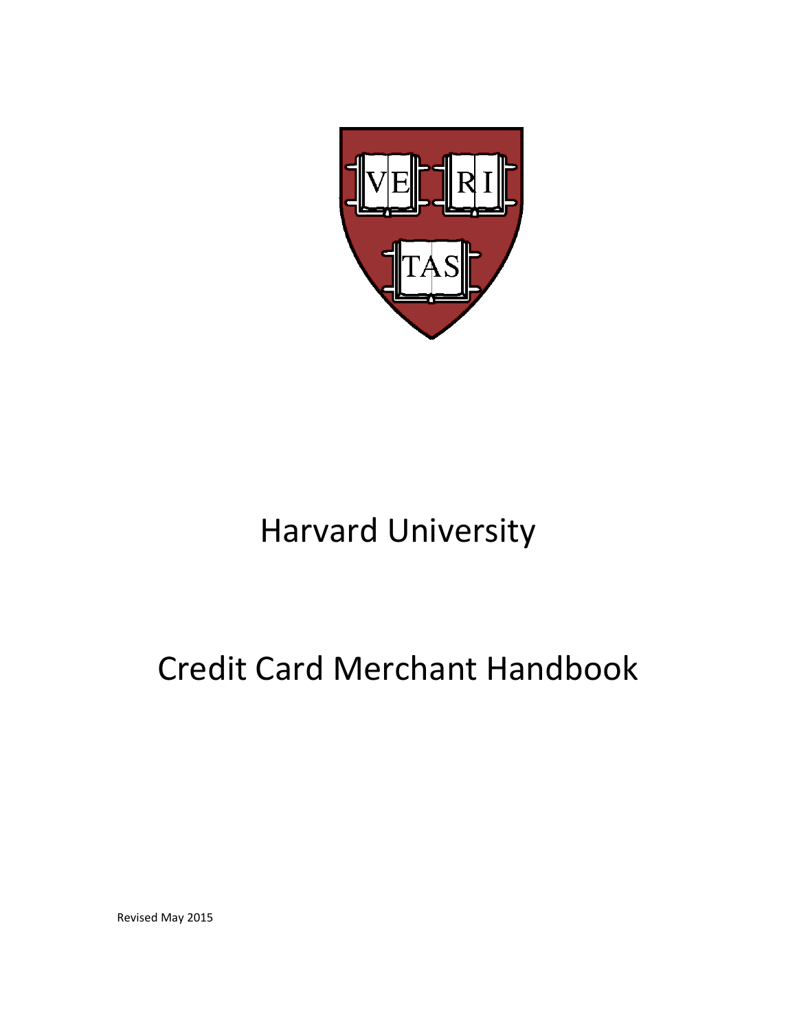# Harvard University

# Credit Card Merchant Handbook

Revised May 2015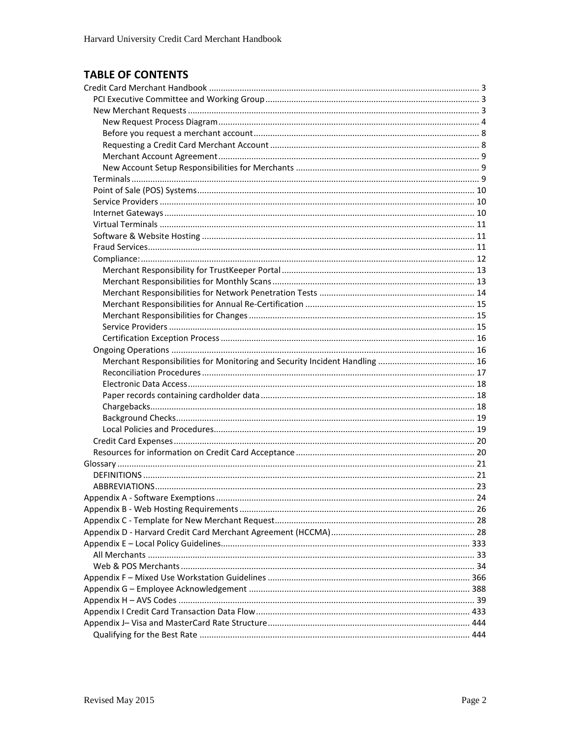## TABLE OF CONTENTS

- Credit Card Merchant Handbook ........ 3
  - PCI Executive Committee and Working Group ........ 3
  - New Merchant Requests ........ 3
    - New Request Process Diagram ........ 4
    - Before you request a merchant account ........ 8
    - Requesting a Credit Card Merchant Account ........ 8
    - Merchant Account Agreement ........ 9
    - New Account Setup Responsibilities for Merchants ........ 9
  - Terminals ........ 9
  - Point of Sale (POS) Systems ........ 10
  - Service Providers ........ 10
  - Internet Gateways ........ 10
  - Virtual Terminals ........ 11
  - Software & Website Hosting ........ 11
  - Fraud Services ........ 11
  - Compliance: ........ 12
    - Merchant Responsibility for TrustKeeper Portal ........ 13
    - Merchant Responsibilities for Monthly Scans ........ 13
    - Merchant Responsibilities for Network Penetration Tests ........ 14
    - Merchant Responsibilities for Annual Re-Certification ........ 15
    - Merchant Responsibilities for Changes ........ 15
    - Service Providers ........ 15
    - Certification Exception Process ........ 16
  - Ongoing Operations ........ 16
    - Merchant Responsibilities for Monitoring and Security Incident Handling ........ 16
    - Reconciliation Procedures ........ 17
    - Electronic Data Access ........ 18
    - Paper records containing cardholder data ........ 18
    - Chargebacks ........ 18
    - Background Checks ........ 19
    - Local Policies and Procedures ........ 19
  - Credit Card Expenses ........ 20
  - Resources for information on Credit Card Acceptance ........ 20
- Glossary ........ 21
  - DEFINITIONS ........ 21
  - ABBREVIATIONS ........ 23
- Appendix A - Software Exemptions ........ 24
- Appendix B - Web Hosting Requirements ........ 26
- Appendix C - Template for New Merchant Request ........ 28
- Appendix D - Harvard Credit Card Merchant Agreement (HCCMA) ........ 28
- Appendix E – Local Policy Guidelines ........ 333
  - All Merchants ........ 33
  - Web & POS Merchants ........ 34
- Appendix F – Mixed Use Workstation Guidelines ........ 366
- Appendix G – Employee Acknowledgement ........ 388
- Appendix H – AVS Codes ........ 39
- Appendix I Credit Card Transaction Data Flow ........ 433
- Appendix J– Visa and MasterCard Rate Structure ........ 444
  - Qualifying for the Best Rate ........ 444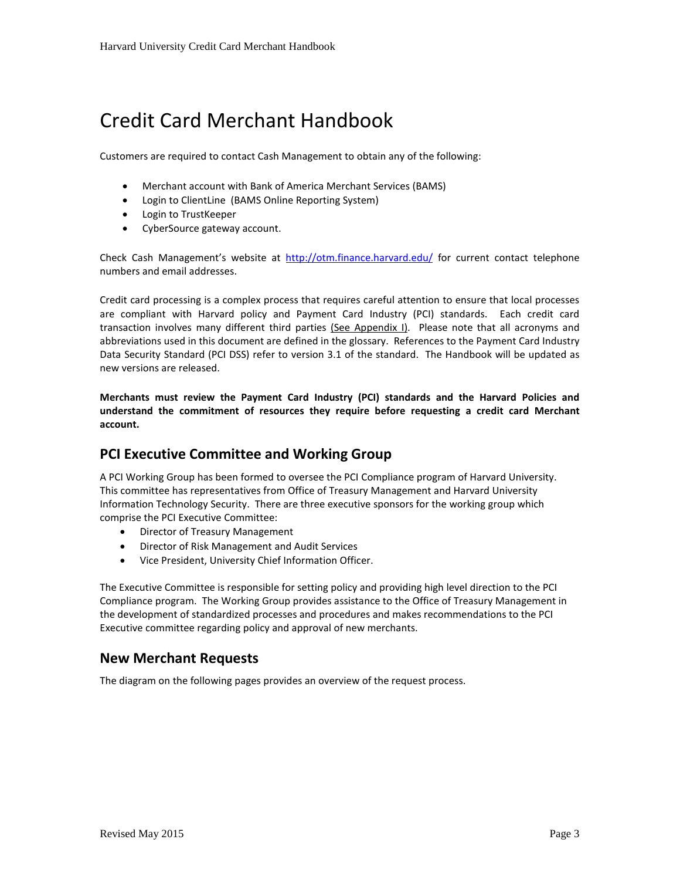# Credit Card Merchant Handbook

Customers are required to contact Cash Management to obtain any of the following:

- Merchant account with Bank of America Merchant Services (BAMS)
- Login to ClientLine (BAMS Online Reporting System)
- Login to TrustKeeper
- CyberSource gateway account.

Check Cash Management's website at http://otm.finance.harvard.edu/ for current contact telephone numbers and email addresses.

Credit card processing is a complex process that requires careful attention to ensure that local processes are compliant with Harvard policy and Payment Card Industry (PCI) standards. Each credit card transaction involves many different third parties (See Appendix I). Please note that all acronyms and abbreviations used in this document are defined in the glossary. References to the Payment Card Industry Data Security Standard (PCI DSS) refer to version 3.1 of the standard. The Handbook will be updated as new versions are released.

**Merchants must review the Payment Card Industry (PCI) standards and the Harvard Policies and understand the commitment of resources they require before requesting a credit card Merchant account.**

## PCI Executive Committee and Working Group

A PCI Working Group has been formed to oversee the PCI Compliance program of Harvard University. This committee has representatives from Office of Treasury Management and Harvard University Information Technology Security. There are three executive sponsors for the working group which comprise the PCI Executive Committee:

- Director of Treasury Management
- Director of Risk Management and Audit Services
- Vice President, University Chief Information Officer.

The Executive Committee is responsible for setting policy and providing high level direction to the PCI Compliance program. The Working Group provides assistance to the Office of Treasury Management in the development of standardized processes and procedures and makes recommendations to the PCI Executive committee regarding policy and approval of new merchants.

## New Merchant Requests

The diagram on the following pages provides an overview of the request process.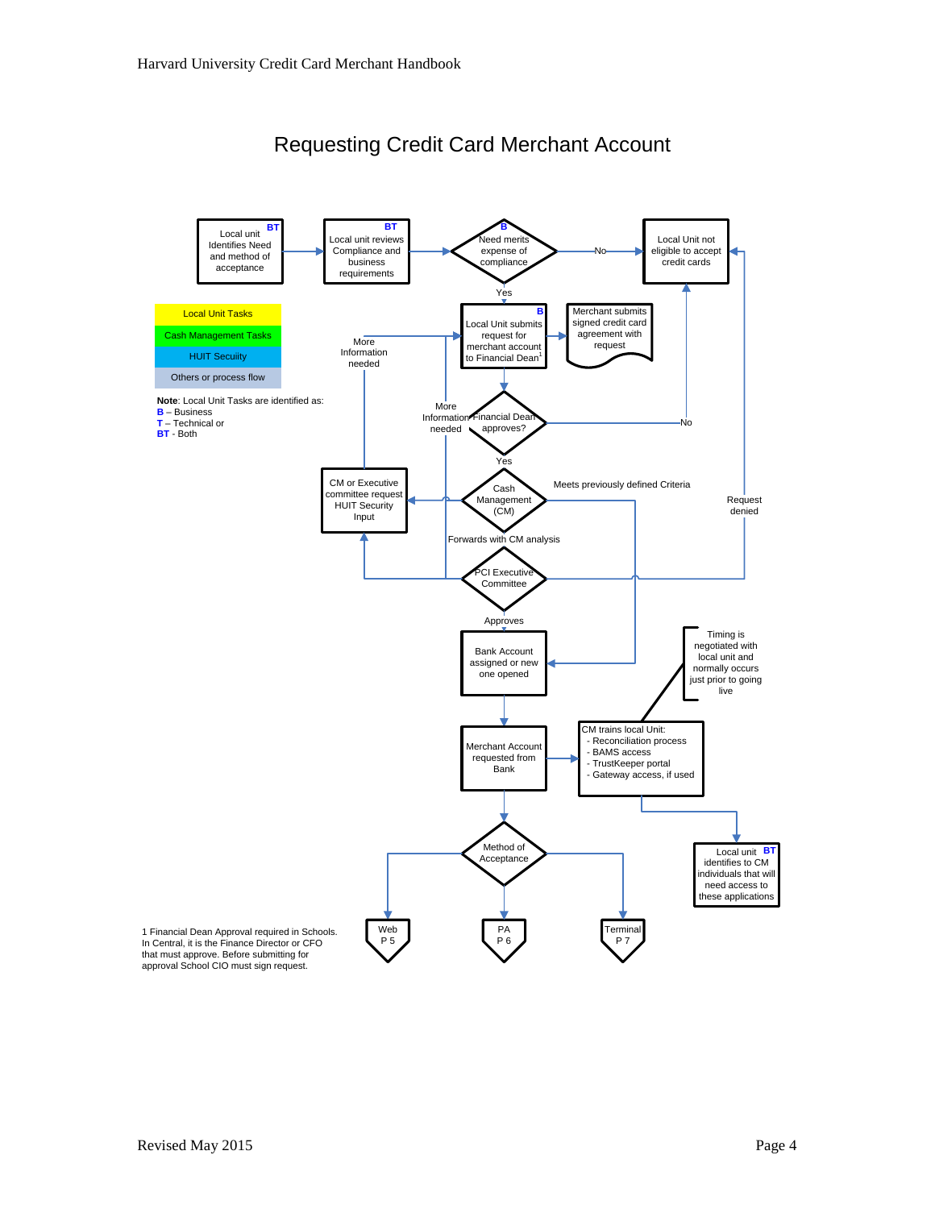# Requesting Credit Card Merchant Account

**BT** Local unit Identifies Need and method of acceptance → **BT** Local unit reviews Compliance and business requirements → **B** Need merits expense of compliance?

- No → Local Unit not eligible to accept credit cards
- Yes → **B** Local Unit submits request for merchant account to Financial Dean[1] → Merchant submits signed credit card agreement with request

Financial Dean approves?

- No → Local Unit not eligible to accept credit cards
- More Information needed → Local Unit submits request for merchant account to Financial Dean[1]
- Yes → Cash Management (CM)

Cash Management (CM):

- Meets previously defined Criteria → Bank Account assigned or new one opened
- → CM or Executive committee request HUIT Security Input → More Information needed → Local Unit submits request for merchant account to Financial Dean[1]
- Forwards with CM analysis → PCI Executive Committee

PCI Executive Committee:

- Request denied → Local Unit not eligible to accept credit cards
- More Information needed → CM or Executive committee request HUIT Security Input
- Approves → Bank Account assigned or new one opened

Bank Account assigned or new one opened → Merchant Account requested from Bank → CM trains local Unit:
- Reconciliation process
- BAMS access
- TrustKeeper portal
- Gateway access, if used

Timing is negotiated with local unit and normally occurs just prior to going live

CM trains local Unit → **BT** Local unit identifies to CM individuals that will need access to these applications

Merchant Account requested from Bank → Method of Acceptance:
- Web P 5
- PA P 6
- Terminal P 7

| Legend |
|---|
| Local Unit Tasks |
| Cash Management Tasks |
| HUIT Security |
| Others or process flow |

**Note**: Local Unit Tasks are identified as:
**B** – Business
**T** – Technical or
**BT** - Both

1 Financial Dean Approval required in Schools. In Central, it is the Finance Director or CFO that must approve. Before submitting for approval School CIO must sign request.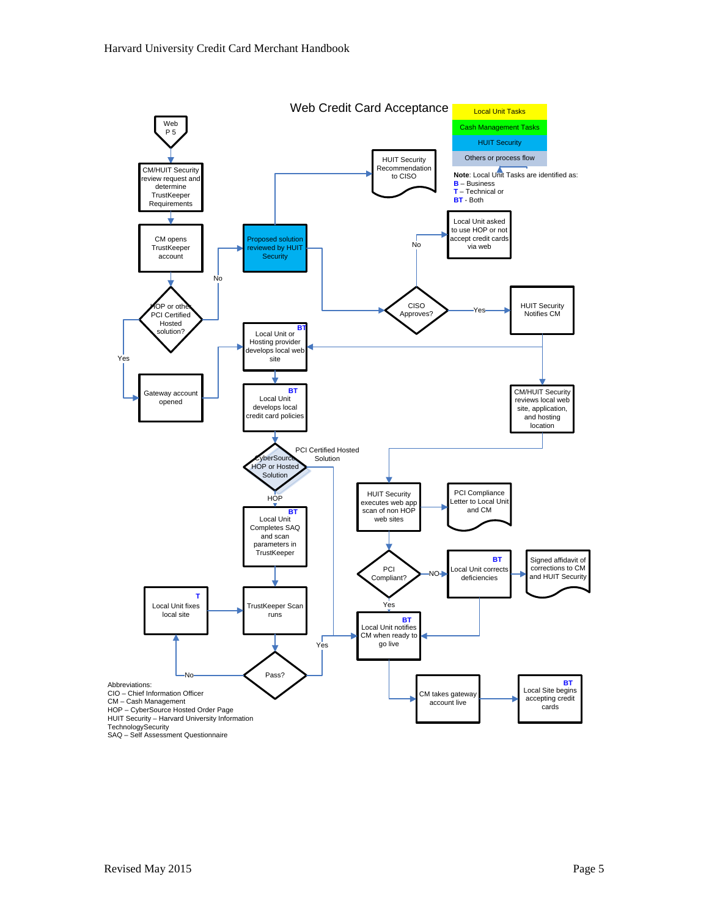# Web Credit Card Acceptance

**Legend:**

- Local Unit Tasks
- Cash Management Tasks
- HUIT Security
- Others or process flow

**Note**: Local Unit Tasks are identified as:
**B** – Business
**T** – Technical or
**BT** - Both

Web P 5

CM/HUIT Security review request and determine TrustKeeper Requirements

CM opens TrustKeeper account

HOP or other PCI Certified Hosted solution?

Yes

Gateway account opened

No

Proposed solution reviewed by HUIT Security

HUIT Security Recommendation to CISO

CISO Approves?

No

Local Unit asked to use HOP or not accept credit cards via web

Yes

HUIT Security Notifies CM

CM/HUIT Security reviews local web site, application, and hosting location

**BT** Local Unit or Hosting provider develops local web site

**BT** Local Unit develops local credit card policies

CyberSource HOP or Hosted Solution

PCI Certified Hosted Solution

HOP

**BT** Local Unit Completes SAQ and scan parameters in TrustKeeper

TrustKeeper Scan runs

Pass?

No

**T** Local Unit fixes local site

Yes

HUIT Security executes web app scan of non HOP web sites

PCI Compliance Letter to Local Unit and CM

PCI Compliant?

NO

**BT** Local Unit corrects deficiencies

Signed affidavit of corrections to CM and HUIT Security

Yes

**BT** Local Unit notifies CM when ready to go live

CM takes gateway account live

**BT** Local Site begins accepting credit cards

Abbreviations:
CIO – Chief Information Officer
CM – Cash Management
HOP – CyberSource Hosted Order Page
HUIT Security – Harvard University Information TechnologySecurity
SAQ – Self Assessment Questionnaire

Revised May 2015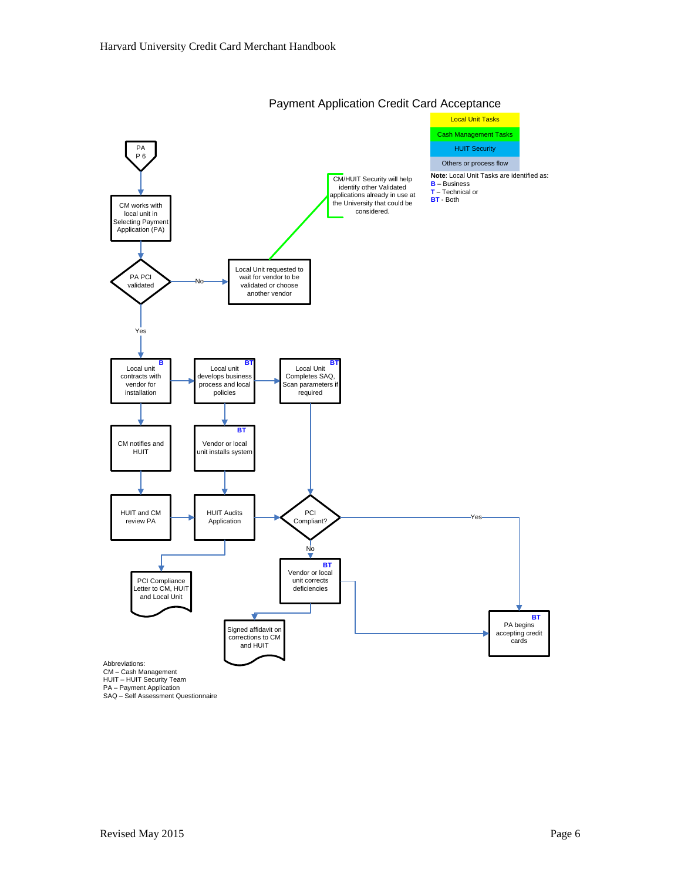# Payment Application Credit Card Acceptance

| Legend |
| --- |
| Local Unit Tasks |
| Cash Management Tasks |
| HUIT Security |
| Others or process flow |

**Note**: Local Unit Tasks are identified as:
**B** – Business
**T** – Technical or
**BT** - Both

PA P 6

CM works with local unit in Selecting Payment Application (PA)

PA PCI validated

No → Local Unit requested to wait for vendor to be validated or choose another vendor

CM/HUIT Security will help identify other Validated applications already in use at the University that could be considered.

Yes

**B** Local unit contracts with vendor for installation

**BT** Local unit develops business process and local policies

**BT** Local Unit Completes SAQ, Scan parameters if required

CM notifies and HUIT

**BT** Vendor or local unit installs system

HUIT and CM review PA

HUIT Audits Application

PCI Compliant?

Yes → **BT** PA begins accepting credit cards

No → **BT** Vendor or local unit corrects deficiencies

PCI Compliance Letter to CM, HUIT and Local Unit

Signed affidavit on corrections to CM and HUIT

Abbreviations:
CM – Cash Management
HUIT – HUIT Security Team
PA – Payment Application
SAQ – Self Assessment Questionnaire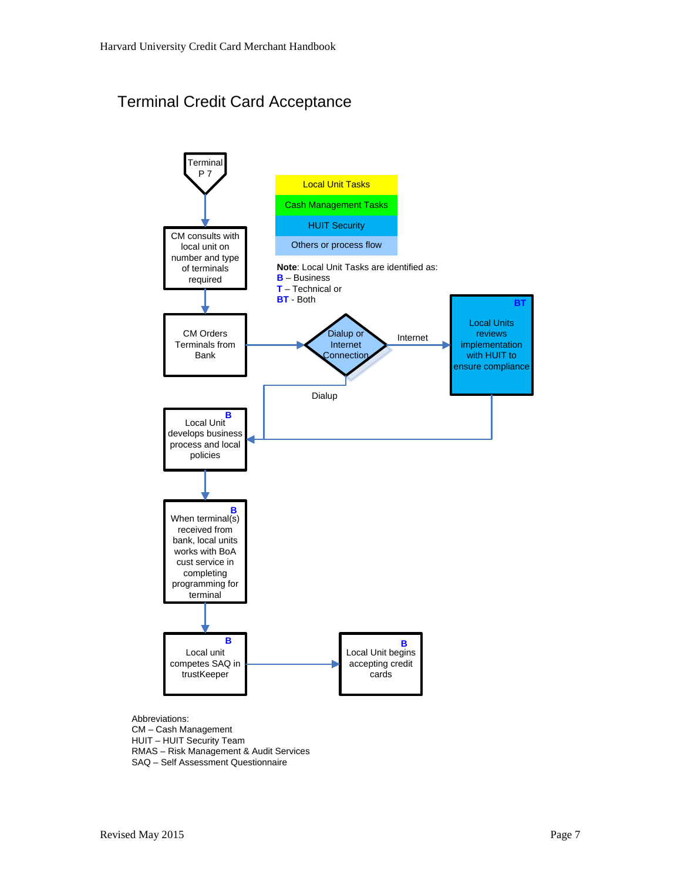# Terminal Credit Card Acceptance

Terminal P 7

CM consults with local unit on number and type of terminals required

CM Orders Terminals from Bank

Dialup or Internet Connection

Internet

**BT**

Local Units reviews implementation with HUIT to ensure compliance

Dialup

**B**

Local Unit develops business process and local policies

**B**

When terminal(s) received from bank, local units works with BoA cust service in completing programming for terminal

**B**

Local unit competes SAQ in trustKeeper

**B**

Local Unit begins accepting credit cards

Local Unit Tasks

Cash Management Tasks

HUIT Security

Others or process flow

**Note**: Local Unit Tasks are identified as:
**B** – Business
**T** – Technical or
**BT** - Both

Abbreviations:
CM – Cash Management
HUIT – HUIT Security Team
RMAS – Risk Management & Audit Services
SAQ – Self Assessment Questionnaire

Revised May 2015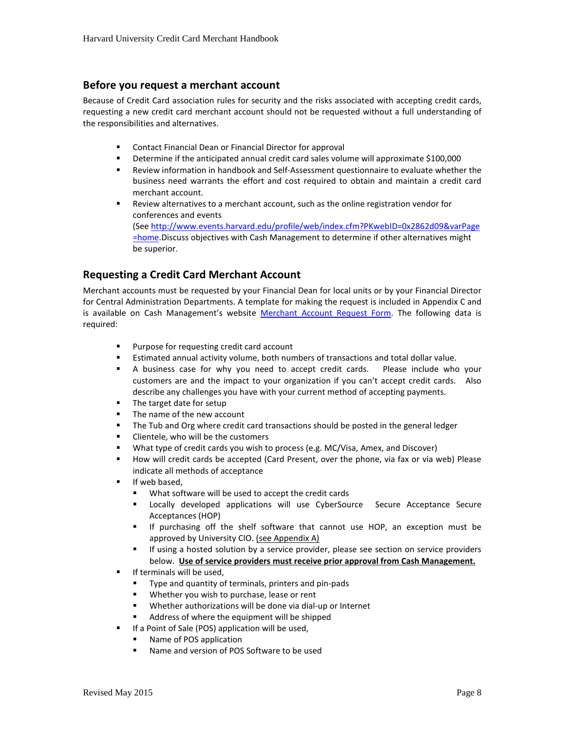## Before you request a merchant account

Because of Credit Card association rules for security and the risks associated with accepting credit cards, requesting a new credit card merchant account should not be requested without a full understanding of the responsibilities and alternatives.

- Contact Financial Dean or Financial Director for approval
- Determine if the anticipated annual credit card sales volume will approximate $100,000
- Review information in handbook and Self-Assessment questionnaire to evaluate whether the business need warrants the effort and cost required to obtain and maintain a credit card merchant account.
- Review alternatives to a merchant account, such as the online registration vendor for conferences and events (See http://www.events.harvard.edu/profile/web/index.cfm?PKwebID=0x2862d09&varPage=home.Discuss objectives with Cash Management to determine if other alternatives might be superior.

## Requesting a Credit Card Merchant Account

Merchant accounts must be requested by your Financial Dean for local units or by your Financial Director for Central Administration Departments. A template for making the request is included in Appendix C and is available on Cash Management's website Merchant Account Request Form. The following data is required:

- Purpose for requesting credit card account
- Estimated annual activity volume, both numbers of transactions and total dollar value.
- A business case for why you need to accept credit cards. Please include who your customers are and the impact to your organization if you can't accept credit cards. Also describe any challenges you have with your current method of accepting payments.
- The target date for setup
- The name of the new account
- The Tub and Org where credit card transactions should be posted in the general ledger
- Clientele, who will be the customers
- What type of credit cards you wish to process (e.g. MC/Visa, Amex, and Discover)
- How will credit cards be accepted (Card Present, over the phone, via fax or via web) Please indicate all methods of acceptance
- If web based,
  - What software will be used to accept the credit cards
  - Locally developed applications will use CyberSource Secure Acceptance Secure Acceptances (HOP)
  - If purchasing off the shelf software that cannot use HOP, an exception must be approved by University CIO. (see Appendix A)
  - If using a hosted solution by a service provider, please see section on service providers below. **Use of service providers must receive prior approval from Cash Management.**
- If terminals will be used,
  - Type and quantity of terminals, printers and pin-pads
  - Whether you wish to purchase, lease or rent
  - Whether authorizations will be done via dial-up or Internet
  - Address of where the equipment will be shipped
- If a Point of Sale (POS) application will be used,
  - Name of POS application
  - Name and version of POS Software to be used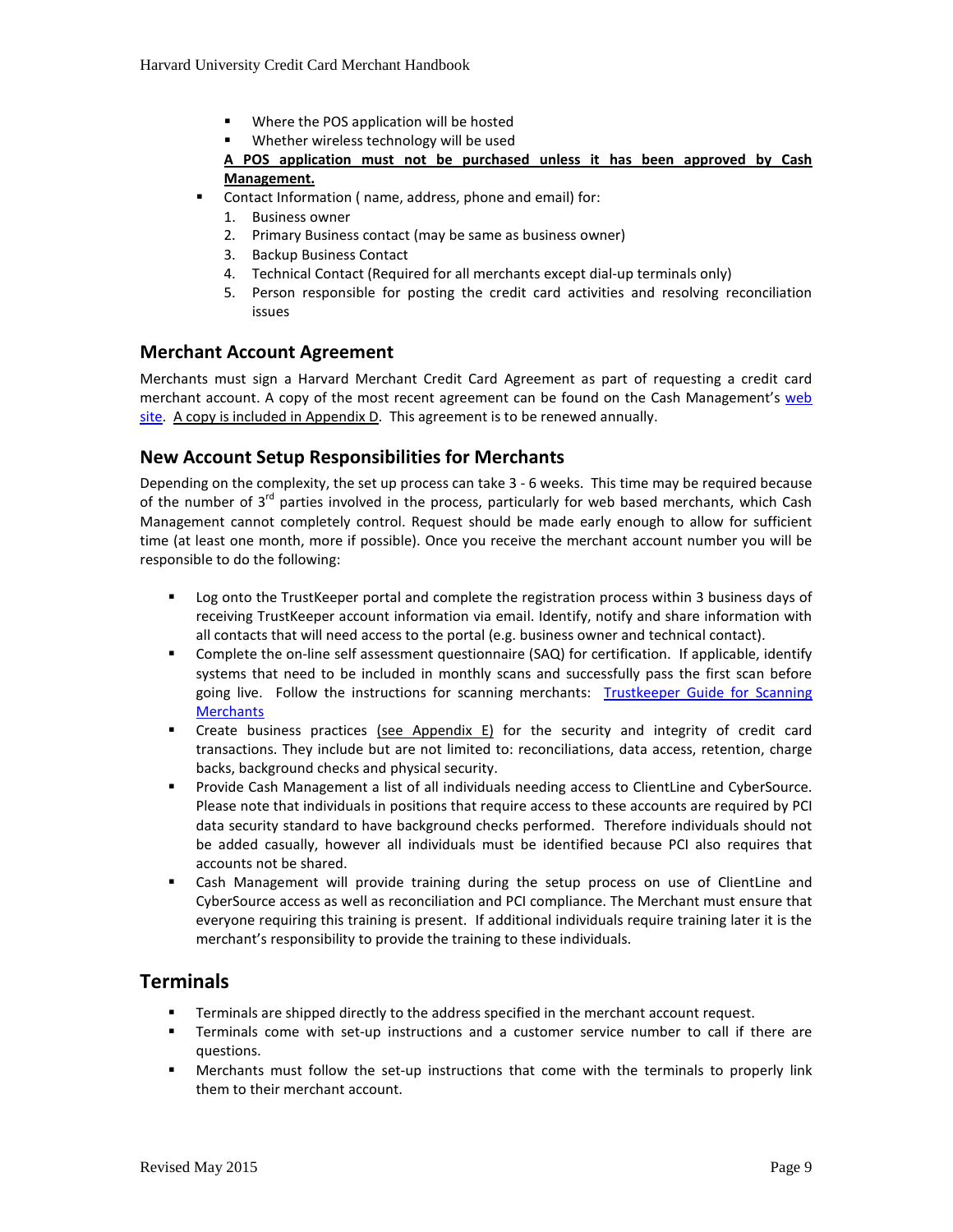- Where the POS application will be hosted
  - Whether wireless technology will be used

  **<u>A POS application must not be purchased unless it has been approved by Cash Management.</u>**

- Contact Information ( name, address, phone and email) for:
  1. Business owner
  2. Primary Business contact (may be same as business owner)
  3. Backup Business Contact
  4. Technical Contact (Required for all merchants except dial-up terminals only)
  5. Person responsible for posting the credit card activities and resolving reconciliation issues

## Merchant Account Agreement

Merchants must sign a Harvard Merchant Credit Card Agreement as part of requesting a credit card merchant account. A copy of the most recent agreement can be found on the Cash Management's web site. A copy is included in Appendix D. This agreement is to be renewed annually.

## New Account Setup Responsibilities for Merchants

Depending on the complexity, the set up process can take 3 - 6 weeks. This time may be required because of the number of 3rd parties involved in the process, particularly for web based merchants, which Cash Management cannot completely control. Request should be made early enough to allow for sufficient time (at least one month, more if possible). Once you receive the merchant account number you will be responsible to do the following:

- Log onto the TrustKeeper portal and complete the registration process within 3 business days of receiving TrustKeeper account information via email. Identify, notify and share information with all contacts that will need access to the portal (e.g. business owner and technical contact).
- Complete the on-line self assessment questionnaire (SAQ) for certification. If applicable, identify systems that need to be included in monthly scans and successfully pass the first scan before going live. Follow the instructions for scanning merchants: Trustkeeper Guide for Scanning Merchants
- Create business practices (see Appendix E) for the security and integrity of credit card transactions. They include but are not limited to: reconciliations, data access, retention, charge backs, background checks and physical security.
- Provide Cash Management a list of all individuals needing access to ClientLine and CyberSource. Please note that individuals in positions that require access to these accounts are required by PCI data security standard to have background checks performed. Therefore individuals should not be added casually, however all individuals must be identified because PCI also requires that accounts not be shared.
- Cash Management will provide training during the setup process on use of ClientLine and CyberSource access as well as reconciliation and PCI compliance. The Merchant must ensure that everyone requiring this training is present. If additional individuals require training later it is the merchant's responsibility to provide the training to these individuals.

## Terminals

- Terminals are shipped directly to the address specified in the merchant account request.
- Terminals come with set-up instructions and a customer service number to call if there are questions.
- Merchants must follow the set-up instructions that come with the terminals to properly link them to their merchant account.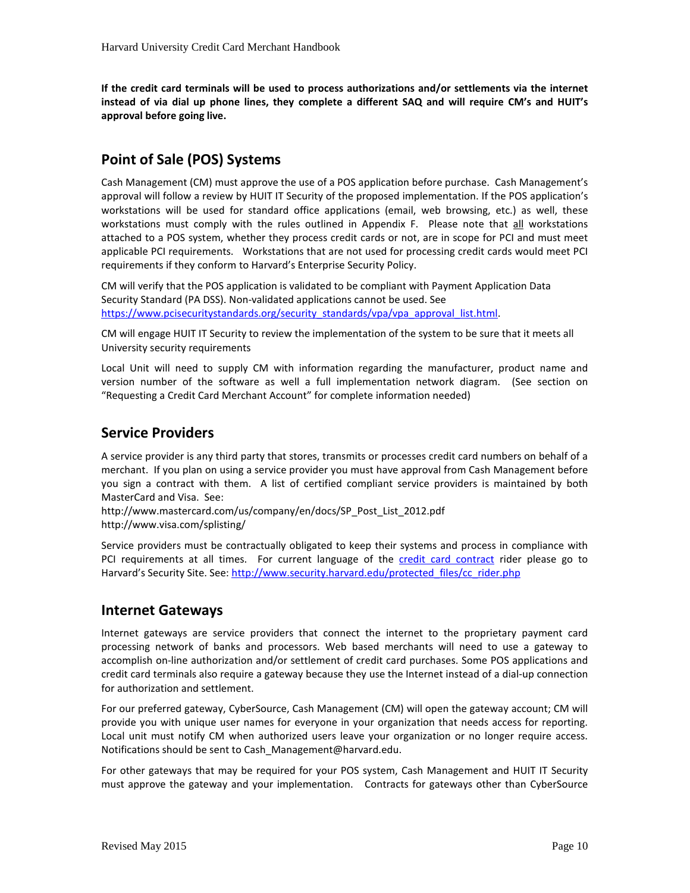**If the credit card terminals will be used to process authorizations and/or settlements via the internet instead of via dial up phone lines, they complete a different SAQ and will require CM's and HUIT's approval before going live.**

## Point of Sale (POS) Systems

Cash Management (CM) must approve the use of a POS application before purchase. Cash Management's approval will follow a review by HUIT IT Security of the proposed implementation. If the POS application's workstations will be used for standard office applications (email, web browsing, etc.) as well, these workstations must comply with the rules outlined in Appendix F. Please note that all workstations attached to a POS system, whether they process credit cards or not, are in scope for PCI and must meet applicable PCI requirements. Workstations that are not used for processing credit cards would meet PCI requirements if they conform to Harvard's Enterprise Security Policy.

CM will verify that the POS application is validated to be compliant with Payment Application Data Security Standard (PA DSS). Non-validated applications cannot be used. See https://www.pcisecuritystandards.org/security_standards/vpa/vpa_approval_list.html.

CM will engage HUIT IT Security to review the implementation of the system to be sure that it meets all University security requirements

Local Unit will need to supply CM with information regarding the manufacturer, product name and version number of the software as well a full implementation network diagram. (See section on "Requesting a Credit Card Merchant Account" for complete information needed)

## Service Providers

A service provider is any third party that stores, transmits or processes credit card numbers on behalf of a merchant. If you plan on using a service provider you must have approval from Cash Management before you sign a contract with them. A list of certified compliant service providers is maintained by both MasterCard and Visa. See:
http://www.mastercard.com/us/company/en/docs/SP_Post_List_2012.pdf
http://www.visa.com/splisting/

Service providers must be contractually obligated to keep their systems and process in compliance with PCI requirements at all times. For current language of the credit card contract rider please go to Harvard's Security Site. See: http://www.security.harvard.edu/protected_files/cc_rider.php

## Internet Gateways

Internet gateways are service providers that connect the internet to the proprietary payment card processing network of banks and processors. Web based merchants will need to use a gateway to accomplish on-line authorization and/or settlement of credit card purchases. Some POS applications and credit card terminals also require a gateway because they use the Internet instead of a dial-up connection for authorization and settlement.

For our preferred gateway, CyberSource, Cash Management (CM) will open the gateway account; CM will provide you with unique user names for everyone in your organization that needs access for reporting. Local unit must notify CM when authorized users leave your organization or no longer require access. Notifications should be sent to Cash_Management@harvard.edu.

For other gateways that may be required for your POS system, Cash Management and HUIT IT Security must approve the gateway and your implementation. Contracts for gateways other than CyberSource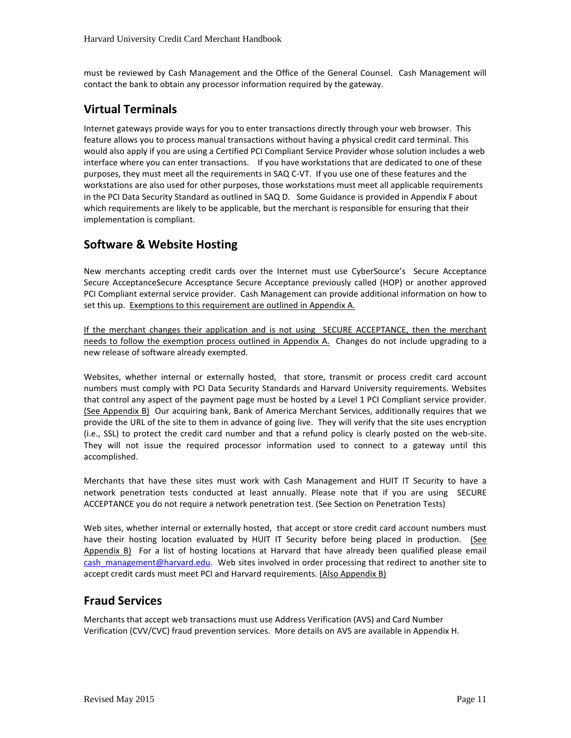must be reviewed by Cash Management and the Office of the General Counsel. Cash Management will contact the bank to obtain any processor information required by the gateway.

## Virtual Terminals

Internet gateways provide ways for you to enter transactions directly through your web browser. This feature allows you to process manual transactions without having a physical credit card terminal. This would also apply if you are using a Certified PCI Compliant Service Provider whose solution includes a web interface where you can enter transactions. If you have workstations that are dedicated to one of these purposes, they must meet all the requirements in SAQ C-VT. If you use one of these features and the workstations are also used for other purposes, those workstations must meet all applicable requirements in the PCI Data Security Standard as outlined in SAQ D. Some Guidance is provided in Appendix F about which requirements are likely to be applicable, but the merchant is responsible for ensuring that their implementation is compliant.

## Software & Website Hosting

New merchants accepting credit cards over the Internet must use CyberSource's Secure Acceptance Secure AcceptanceSecure Accesptance Secure Acceptance previously called (HOP) or another approved PCI Compliant external service provider. Cash Management can provide additional information on how to set this up. <u>Exemptions to this requirement are outlined in Appendix A.</u>

<u>If the merchant changes their application and is not using SECURE ACCEPTANCE, then the merchant needs to follow the exemption process outlined in Appendix A.</u> Changes do not include upgrading to a new release of software already exempted.

Websites, whether internal or externally hosted, that store, transmit or process credit card account numbers must comply with PCI Data Security Standards and Harvard University requirements. Websites that control any aspect of the payment page must be hosted by a Level 1 PCI Compliant service provider. <u>(See Appendix B)</u> Our acquiring bank, Bank of America Merchant Services, additionally requires that we provide the URL of the site to them in advance of going live. They will verify that the site uses encryption (i.e., SSL) to protect the credit card number and that a refund policy is clearly posted on the web-site. They will not issue the required processor information used to connect to a gateway until this accomplished.

Merchants that have these sites must work with Cash Management and HUIT IT Security to have a network penetration tests conducted at least annually. Please note that if you are using SECURE ACCEPTANCE you do not require a network penetration test. (See Section on Penetration Tests)

Web sites, whether internal or externally hosted, that accept or store credit card account numbers must have their hosting location evaluated by HUIT IT Security before being placed in production. <u>(See Appendix B)</u> For a list of hosting locations at Harvard that have already been qualified please email cash_management@harvard.edu. Web sites involved in order processing that redirect to another site to accept credit cards must meet PCI and Harvard requirements. <u>(Also Appendix B)</u>

## Fraud Services

Merchants that accept web transactions must use Address Verification (AVS) and Card Number Verification (CVV/CVC) fraud prevention services. More details on AVS are available in Appendix H.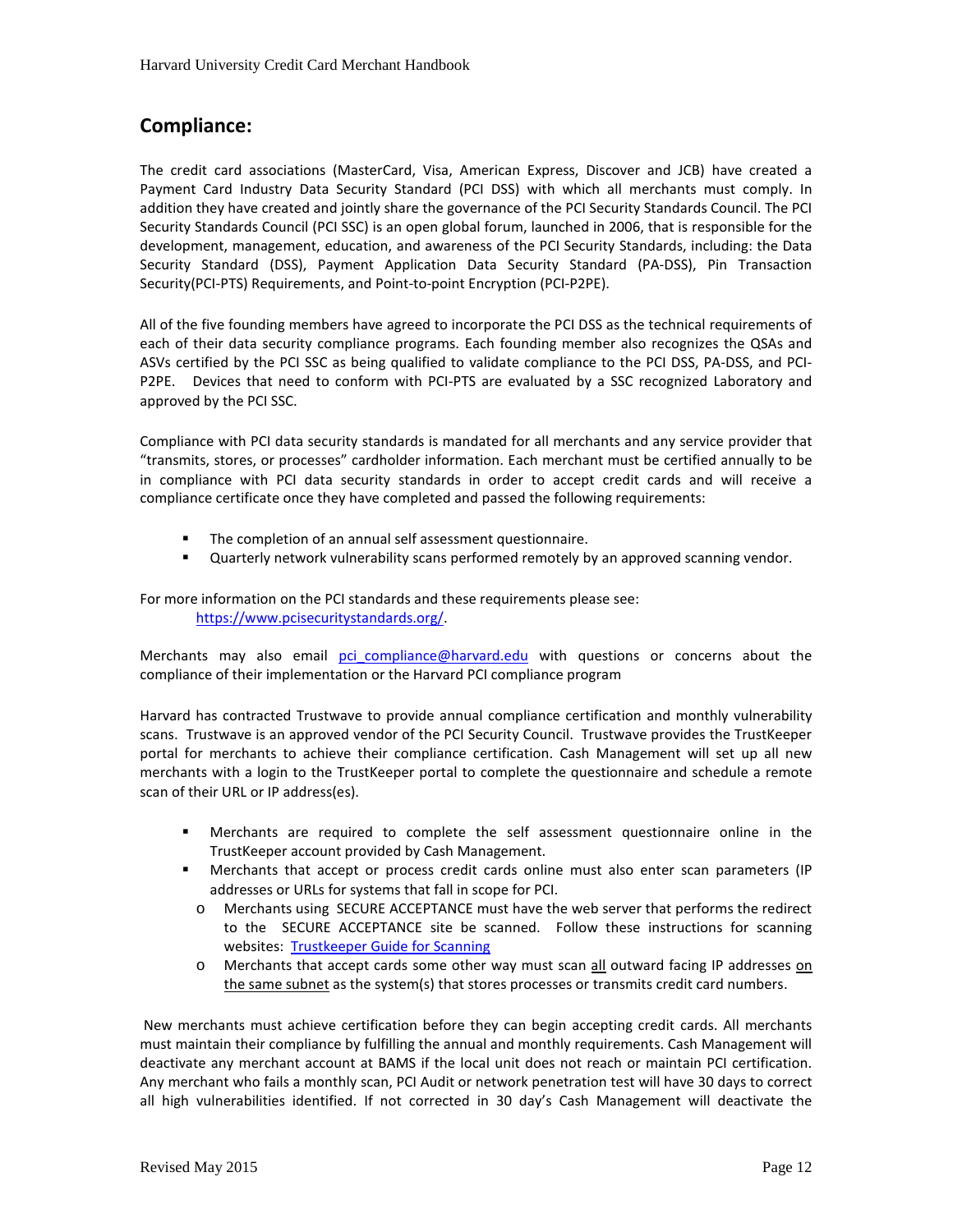## Compliance:

The credit card associations (MasterCard, Visa, American Express, Discover and JCB) have created a Payment Card Industry Data Security Standard (PCI DSS) with which all merchants must comply. In addition they have created and jointly share the governance of the PCI Security Standards Council. The PCI Security Standards Council (PCI SSC) is an open global forum, launched in 2006, that is responsible for the development, management, education, and awareness of the PCI Security Standards, including: the Data Security Standard (DSS), Payment Application Data Security Standard (PA-DSS), Pin Transaction Security(PCI-PTS) Requirements, and Point-to-point Encryption (PCI-P2PE).

All of the five founding members have agreed to incorporate the PCI DSS as the technical requirements of each of their data security compliance programs. Each founding member also recognizes the QSAs and ASVs certified by the PCI SSC as being qualified to validate compliance to the PCI DSS, PA-DSS, and PCI-P2PE. Devices that need to conform with PCI-PTS are evaluated by a SSC recognized Laboratory and approved by the PCI SSC.

Compliance with PCI data security standards is mandated for all merchants and any service provider that "transmits, stores, or processes" cardholder information. Each merchant must be certified annually to be in compliance with PCI data security standards in order to accept credit cards and will receive a compliance certificate once they have completed and passed the following requirements:

- The completion of an annual self assessment questionnaire.
- Quarterly network vulnerability scans performed remotely by an approved scanning vendor.

For more information on the PCI standards and these requirements please see:
[https://www.pcisecuritystandards.org/](https://www.pcisecuritystandards.org/).

Merchants may also email [pci_compliance@harvard.edu](mailto:pci_compliance@harvard.edu) with questions or concerns about the compliance of their implementation or the Harvard PCI compliance program

Harvard has contracted Trustwave to provide annual compliance certification and monthly vulnerability scans. Trustwave is an approved vendor of the PCI Security Council. Trustwave provides the TrustKeeper portal for merchants to achieve their compliance certification. Cash Management will set up all new merchants with a login to the TrustKeeper portal to complete the questionnaire and schedule a remote scan of their URL or IP address(es).

- Merchants are required to complete the self assessment questionnaire online in the TrustKeeper account provided by Cash Management.
- Merchants that accept or process credit cards online must also enter scan parameters (IP addresses or URLs for systems that fall in scope for PCI.
  - Merchants using SECURE ACCEPTANCE must have the web server that performs the redirect to the SECURE ACCEPTANCE site be scanned. Follow these instructions for scanning websites: [Trustkeeper Guide for Scanning]
  - Merchants that accept cards some other way must scan <u>all</u> outward facing IP addresses <u>on the same subnet</u> as the system(s) that stores processes or transmits credit card numbers.

New merchants must achieve certification before they can begin accepting credit cards. All merchants must maintain their compliance by fulfilling the annual and monthly requirements. Cash Management will deactivate any merchant account at BAMS if the local unit does not reach or maintain PCI certification. Any merchant who fails a monthly scan, PCI Audit or network penetration test will have 30 days to correct all high vulnerabilities identified. If not corrected in 30 day's Cash Management will deactivate the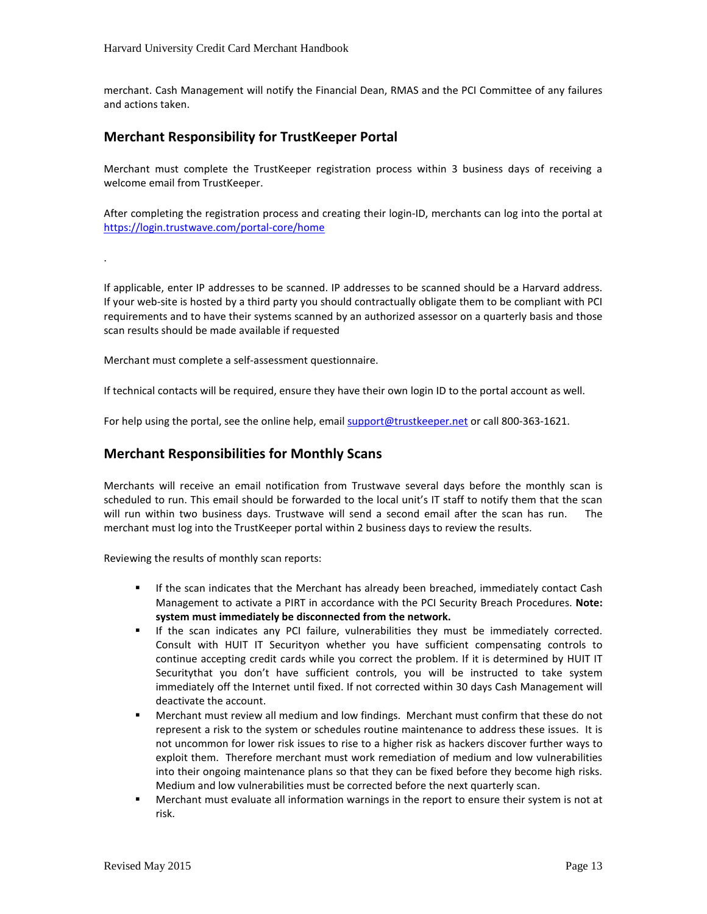merchant. Cash Management will notify the Financial Dean, RMAS and the PCI Committee of any failures and actions taken.

## Merchant Responsibility for TrustKeeper Portal

Merchant must complete the TrustKeeper registration process within 3 business days of receiving a welcome email from TrustKeeper.

After completing the registration process and creating their login-ID, merchants can log into the portal at [https://login.trustwave.com/portal-core/home](https://login.trustwave.com/portal-core/home)

.

If applicable, enter IP addresses to be scanned. IP addresses to be scanned should be a Harvard address. If your web-site is hosted by a third party you should contractually obligate them to be compliant with PCI requirements and to have their systems scanned by an authorized assessor on a quarterly basis and those scan results should be made available if requested

Merchant must complete a self-assessment questionnaire.

If technical contacts will be required, ensure they have their own login ID to the portal account as well.

For help using the portal, see the online help, email [support@trustkeeper.net](mailto:support@trustkeeper.net) or call 800-363-1621.

## Merchant Responsibilities for Monthly Scans

Merchants will receive an email notification from Trustwave several days before the monthly scan is scheduled to run. This email should be forwarded to the local unit's IT staff to notify them that the scan will run within two business days. Trustwave will send a second email after the scan has run. The merchant must log into the TrustKeeper portal within 2 business days to review the results.

Reviewing the results of monthly scan reports:

- If the scan indicates that the Merchant has already been breached, immediately contact Cash Management to activate a PIRT in accordance with the PCI Security Breach Procedures. **Note: system must immediately be disconnected from the network.**
- If the scan indicates any PCI failure, vulnerabilities they must be immediately corrected. Consult with HUIT IT Securityon whether you have sufficient compensating controls to continue accepting credit cards while you correct the problem. If it is determined by HUIT IT Securitythat you don't have sufficient controls, you will be instructed to take system immediately off the Internet until fixed. If not corrected within 30 days Cash Management will deactivate the account.
- Merchant must review all medium and low findings. Merchant must confirm that these do not represent a risk to the system or schedules routine maintenance to address these issues. It is not uncommon for lower risk issues to rise to a higher risk as hackers discover further ways to exploit them. Therefore merchant must work remediation of medium and low vulnerabilities into their ongoing maintenance plans so that they can be fixed before they become high risks. Medium and low vulnerabilities must be corrected before the next quarterly scan.
- Merchant must evaluate all information warnings in the report to ensure their system is not at risk.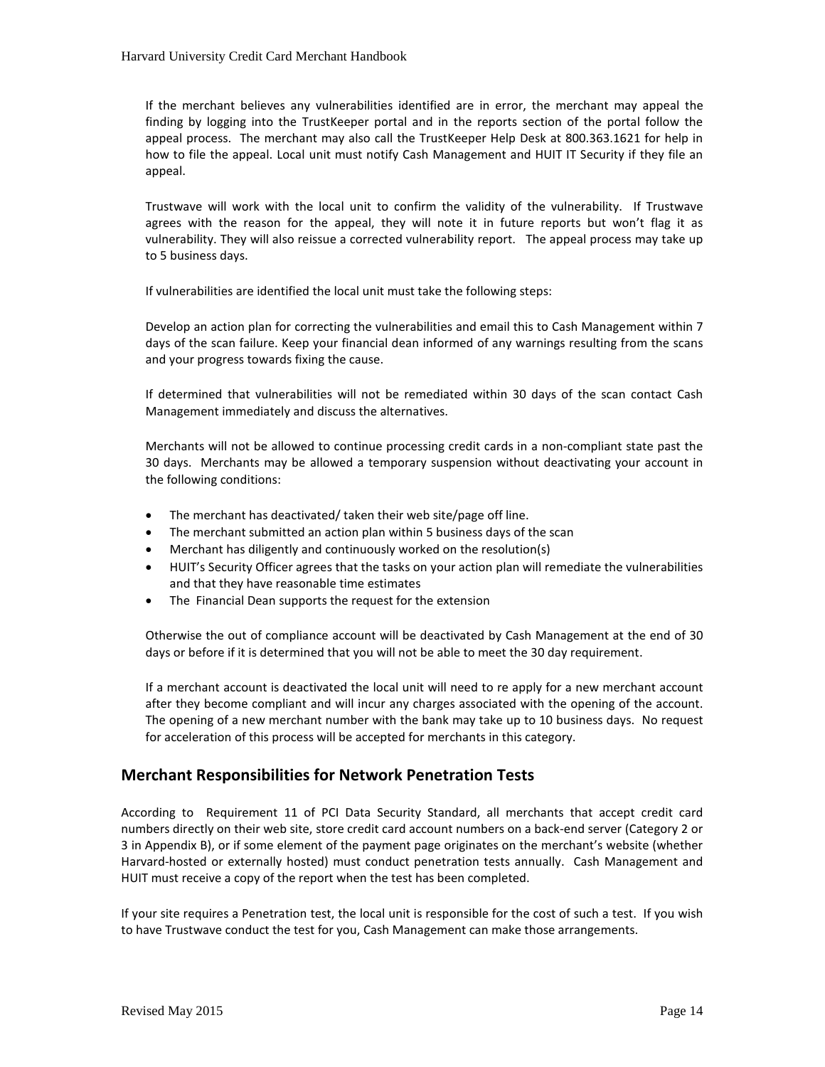If the merchant believes any vulnerabilities identified are in error, the merchant may appeal the finding by logging into the TrustKeeper portal and in the reports section of the portal follow the appeal process. The merchant may also call the TrustKeeper Help Desk at 800.363.1621 for help in how to file the appeal. Local unit must notify Cash Management and HUIT IT Security if they file an appeal.

Trustwave will work with the local unit to confirm the validity of the vulnerability. If Trustwave agrees with the reason for the appeal, they will note it in future reports but won't flag it as vulnerability. They will also reissue a corrected vulnerability report. The appeal process may take up to 5 business days.

If vulnerabilities are identified the local unit must take the following steps:

Develop an action plan for correcting the vulnerabilities and email this to Cash Management within 7 days of the scan failure. Keep your financial dean informed of any warnings resulting from the scans and your progress towards fixing the cause.

If determined that vulnerabilities will not be remediated within 30 days of the scan contact Cash Management immediately and discuss the alternatives.

Merchants will not be allowed to continue processing credit cards in a non-compliant state past the 30 days. Merchants may be allowed a temporary suspension without deactivating your account in the following conditions:

- The merchant has deactivated/ taken their web site/page off line.
- The merchant submitted an action plan within 5 business days of the scan
- Merchant has diligently and continuously worked on the resolution(s)
- HUIT's Security Officer agrees that the tasks on your action plan will remediate the vulnerabilities and that they have reasonable time estimates
- The Financial Dean supports the request for the extension

Otherwise the out of compliance account will be deactivated by Cash Management at the end of 30 days or before if it is determined that you will not be able to meet the 30 day requirement.

If a merchant account is deactivated the local unit will need to re apply for a new merchant account after they become compliant and will incur any charges associated with the opening of the account. The opening of a new merchant number with the bank may take up to 10 business days. No request for acceleration of this process will be accepted for merchants in this category.

## Merchant Responsibilities for Network Penetration Tests

According to Requirement 11 of PCI Data Security Standard, all merchants that accept credit card numbers directly on their web site, store credit card account numbers on a back-end server (Category 2 or 3 in Appendix B), or if some element of the payment page originates on the merchant's website (whether Harvard-hosted or externally hosted) must conduct penetration tests annually. Cash Management and HUIT must receive a copy of the report when the test has been completed.

If your site requires a Penetration test, the local unit is responsible for the cost of such a test. If you wish to have Trustwave conduct the test for you, Cash Management can make those arrangements.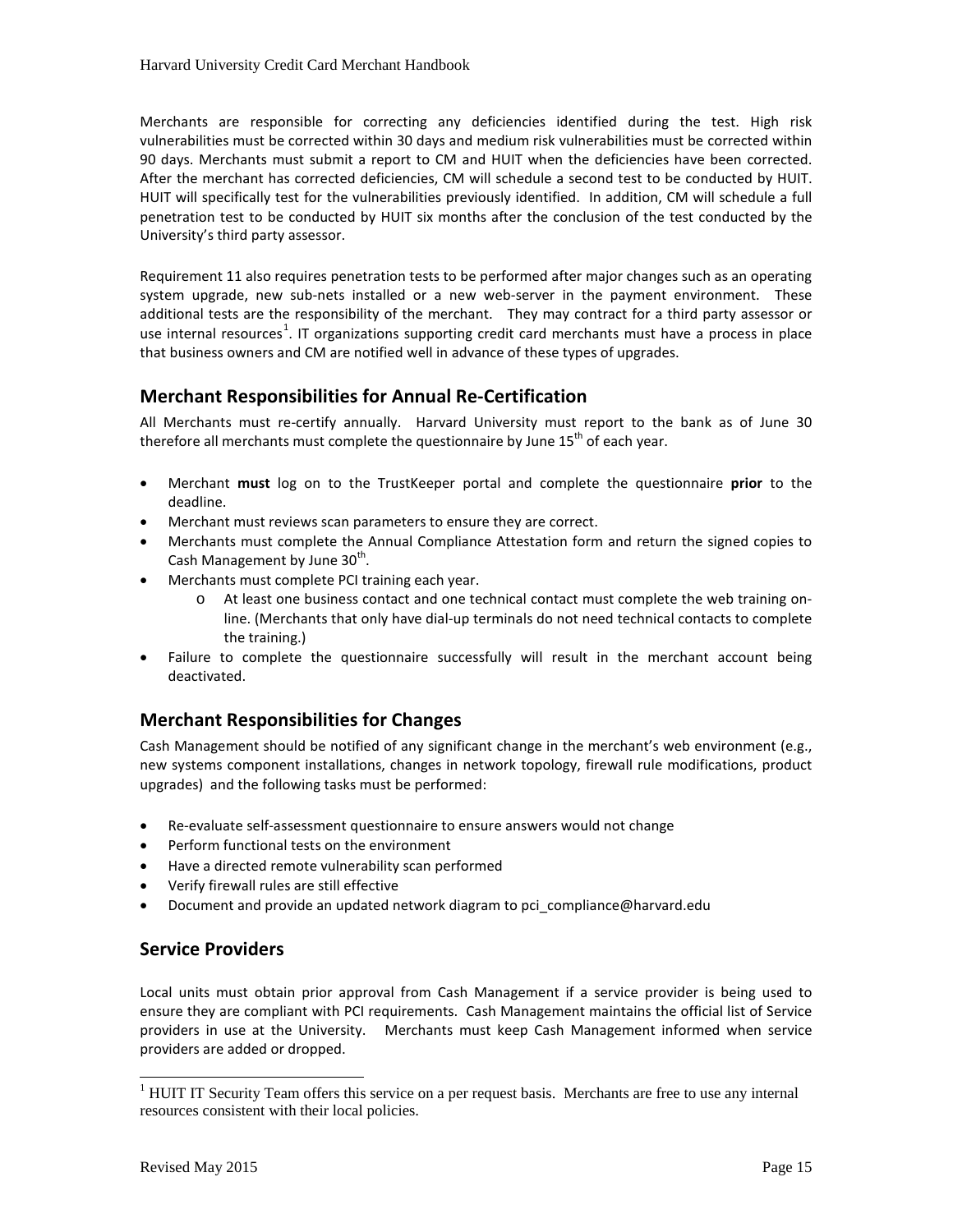Merchants are responsible for correcting any deficiencies identified during the test. High risk vulnerabilities must be corrected within 30 days and medium risk vulnerabilities must be corrected within 90 days. Merchants must submit a report to CM and HUIT when the deficiencies have been corrected. After the merchant has corrected deficiencies, CM will schedule a second test to be conducted by HUIT. HUIT will specifically test for the vulnerabilities previously identified. In addition, CM will schedule a full penetration test to be conducted by HUIT six months after the conclusion of the test conducted by the University's third party assessor.

Requirement 11 also requires penetration tests to be performed after major changes such as an operating system upgrade, new sub-nets installed or a new web-server in the payment environment. These additional tests are the responsibility of the merchant. They may contract for a third party assessor or use internal resources[1]. IT organizations supporting credit card merchants must have a process in place that business owners and CM are notified well in advance of these types of upgrades.

## Merchant Responsibilities for Annual Re-Certification

All Merchants must re-certify annually. Harvard University must report to the bank as of June 30 therefore all merchants must complete the questionnaire by June 15th of each year.

- Merchant **must** log on to the TrustKeeper portal and complete the questionnaire **prior** to the deadline.
- Merchant must reviews scan parameters to ensure they are correct.
- Merchants must complete the Annual Compliance Attestation form and return the signed copies to Cash Management by June 30th.
- Merchants must complete PCI training each year.
  - At least one business contact and one technical contact must complete the web training on-line. (Merchants that only have dial-up terminals do not need technical contacts to complete the training.)
- Failure to complete the questionnaire successfully will result in the merchant account being deactivated.

## Merchant Responsibilities for Changes

Cash Management should be notified of any significant change in the merchant's web environment (e.g., new systems component installations, changes in network topology, firewall rule modifications, product upgrades) and the following tasks must be performed:

- Re-evaluate self-assessment questionnaire to ensure answers would not change
- Perform functional tests on the environment
- Have a directed remote vulnerability scan performed
- Verify firewall rules are still effective
- Document and provide an updated network diagram to pci_compliance@harvard.edu

## Service Providers

Local units must obtain prior approval from Cash Management if a service provider is being used to ensure they are compliant with PCI requirements. Cash Management maintains the official list of Service providers in use at the University. Merchants must keep Cash Management informed when service providers are added or dropped.

---

[1] HUIT IT Security Team offers this service on a per request basis. Merchants are free to use any internal resources consistent with their local policies.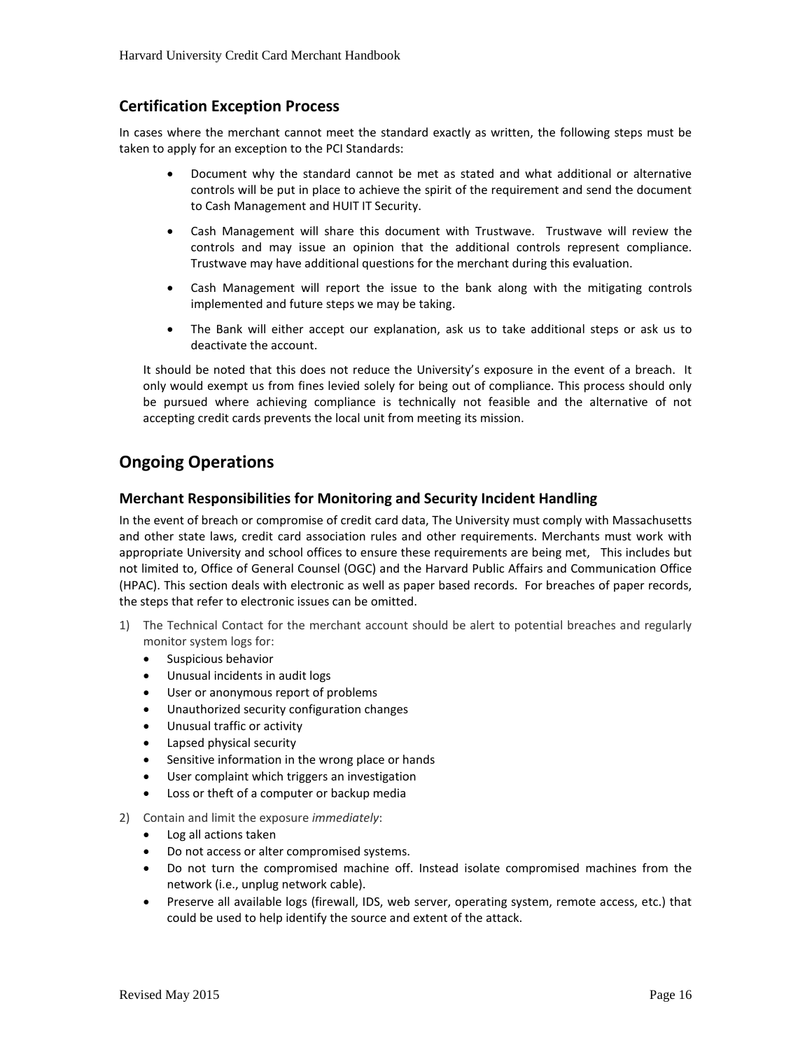## Certification Exception Process

In cases where the merchant cannot meet the standard exactly as written, the following steps must be taken to apply for an exception to the PCI Standards:

- Document why the standard cannot be met as stated and what additional or alternative controls will be put in place to achieve the spirit of the requirement and send the document to Cash Management and HUIT IT Security.
- Cash Management will share this document with Trustwave. Trustwave will review the controls and may issue an opinion that the additional controls represent compliance. Trustwave may have additional questions for the merchant during this evaluation.
- Cash Management will report the issue to the bank along with the mitigating controls implemented and future steps we may be taking.
- The Bank will either accept our explanation, ask us to take additional steps or ask us to deactivate the account.

It should be noted that this does not reduce the University's exposure in the event of a breach. It only would exempt us from fines levied solely for being out of compliance. This process should only be pursued where achieving compliance is technically not feasible and the alternative of not accepting credit cards prevents the local unit from meeting its mission.

# Ongoing Operations

## Merchant Responsibilities for Monitoring and Security Incident Handling

In the event of breach or compromise of credit card data, The University must comply with Massachusetts and other state laws, credit card association rules and other requirements. Merchants must work with appropriate University and school offices to ensure these requirements are being met, This includes but not limited to, Office of General Counsel (OGC) and the Harvard Public Affairs and Communication Office (HPAC). This section deals with electronic as well as paper based records. For breaches of paper records, the steps that refer to electronic issues can be omitted.

1) The Technical Contact for the merchant account should be alert to potential breaches and regularly monitor system logs for:
   - Suspicious behavior
   - Unusual incidents in audit logs
   - User or anonymous report of problems
   - Unauthorized security configuration changes
   - Unusual traffic or activity
   - Lapsed physical security
   - Sensitive information in the wrong place or hands
   - User complaint which triggers an investigation
   - Loss or theft of a computer or backup media
2) Contain and limit the exposure *immediately*:
   - Log all actions taken
   - Do not access or alter compromised systems.
   - Do not turn the compromised machine off. Instead isolate compromised machines from the network (i.e., unplug network cable).
   - Preserve all available logs (firewall, IDS, web server, operating system, remote access, etc.) that could be used to help identify the source and extent of the attack.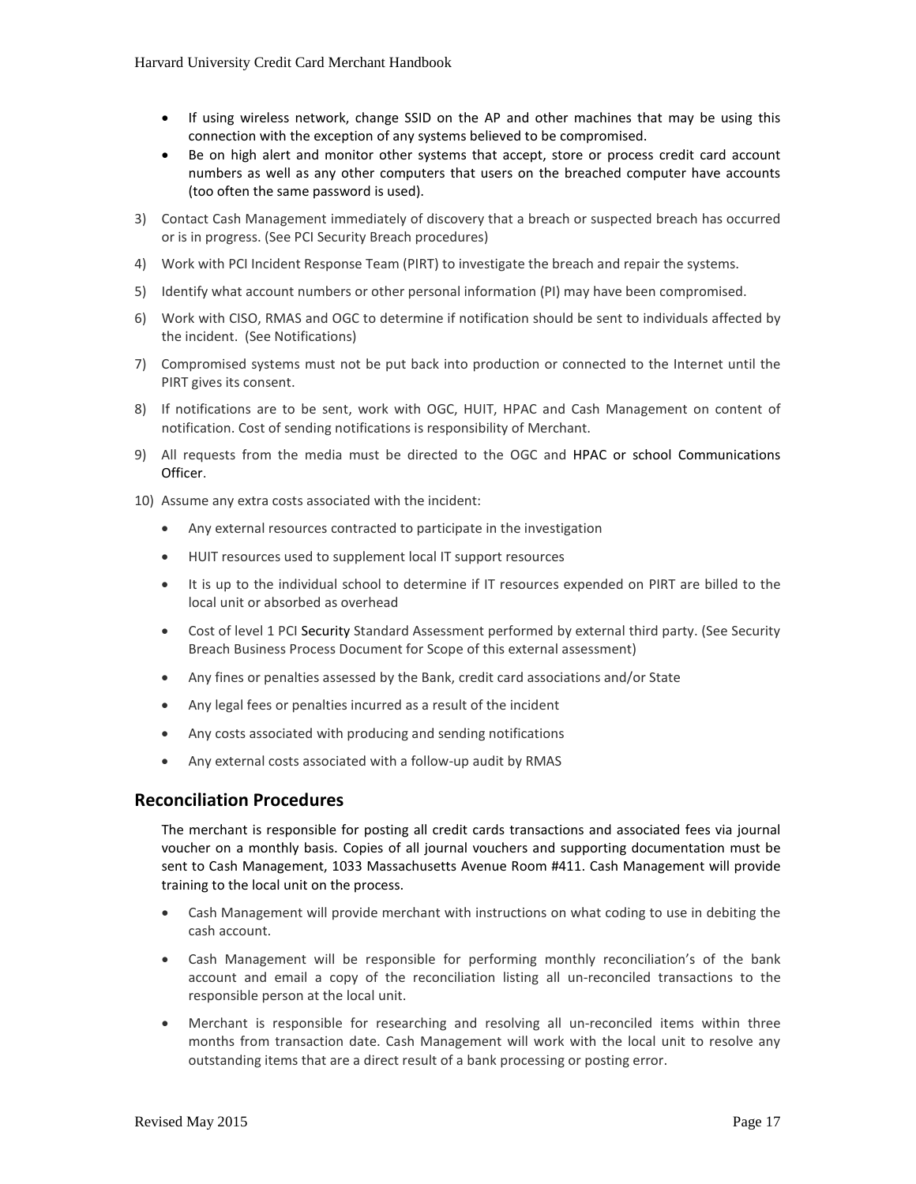- If using wireless network, change SSID on the AP and other machines that may be using this connection with the exception of any systems believed to be compromised.
- Be on high alert and monitor other systems that accept, store or process credit card account numbers as well as any other computers that users on the breached computer have accounts (too often the same password is used).

3) Contact Cash Management immediately of discovery that a breach or suspected breach has occurred or is in progress. (See PCI Security Breach procedures)
4) Work with PCI Incident Response Team (PIRT) to investigate the breach and repair the systems.
5) Identify what account numbers or other personal information (PI) may have been compromised.
6) Work with CISO, RMAS and OGC to determine if notification should be sent to individuals affected by the incident. (See Notifications)
7) Compromised systems must not be put back into production or connected to the Internet until the PIRT gives its consent.
8) If notifications are to be sent, work with OGC, HUIT, HPAC and Cash Management on content of notification. Cost of sending notifications is responsibility of Merchant.
9) All requests from the media must be directed to the OGC and HPAC or school Communications Officer.
10) Assume any extra costs associated with the incident:
    - Any external resources contracted to participate in the investigation
    - HUIT resources used to supplement local IT support resources
    - It is up to the individual school to determine if IT resources expended on PIRT are billed to the local unit or absorbed as overhead
    - Cost of level 1 PCI Security Standard Assessment performed by external third party. (See Security Breach Business Process Document for Scope of this external assessment)
    - Any fines or penalties assessed by the Bank, credit card associations and/or State
    - Any legal fees or penalties incurred as a result of the incident
    - Any costs associated with producing and sending notifications
    - Any external costs associated with a follow-up audit by RMAS

## Reconciliation Procedures

The merchant is responsible for posting all credit cards transactions and associated fees via journal voucher on a monthly basis. Copies of all journal vouchers and supporting documentation must be sent to Cash Management, 1033 Massachusetts Avenue Room #411. Cash Management will provide training to the local unit on the process.

- Cash Management will provide merchant with instructions on what coding to use in debiting the cash account.
- Cash Management will be responsible for performing monthly reconciliation's of the bank account and email a copy of the reconciliation listing all un-reconciled transactions to the responsible person at the local unit.
- Merchant is responsible for researching and resolving all un-reconciled items within three months from transaction date. Cash Management will work with the local unit to resolve any outstanding items that are a direct result of a bank processing or posting error.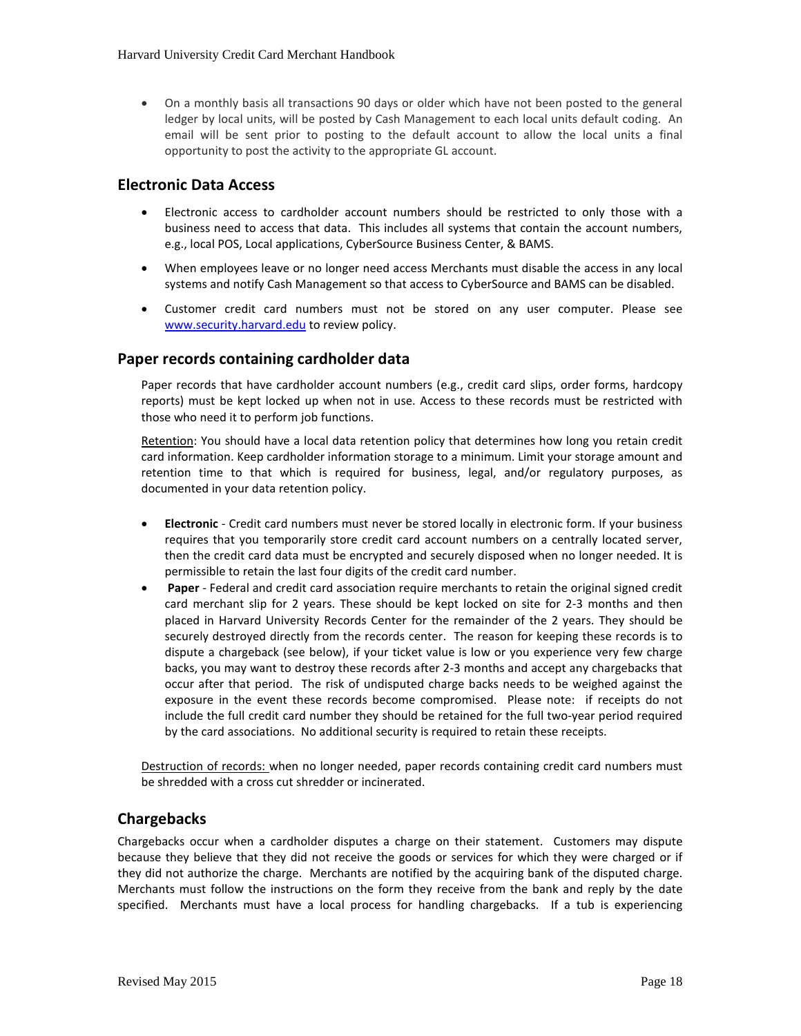- On a monthly basis all transactions 90 days or older which have not been posted to the general ledger by local units, will be posted by Cash Management to each local units default coding. An email will be sent prior to posting to the default account to allow the local units a final opportunity to post the activity to the appropriate GL account.

## Electronic Data Access

- Electronic access to cardholder account numbers should be restricted to only those with a business need to access that data. This includes all systems that contain the account numbers, e.g., local POS, Local applications, CyberSource Business Center, & BAMS.
- When employees leave or no longer need access Merchants must disable the access in any local systems and notify Cash Management so that access to CyberSource and BAMS can be disabled.
- Customer credit card numbers must not be stored on any user computer. Please see www.security.harvard.edu to review policy.

## Paper records containing cardholder data

Paper records that have cardholder account numbers (e.g., credit card slips, order forms, hardcopy reports) must be kept locked up when not in use. Access to these records must be restricted with those who need it to perform job functions.

Retention: You should have a local data retention policy that determines how long you retain credit card information. Keep cardholder information storage to a minimum. Limit your storage amount and retention time to that which is required for business, legal, and/or regulatory purposes, as documented in your data retention policy.

- **Electronic** - Credit card numbers must never be stored locally in electronic form. If your business requires that you temporarily store credit card account numbers on a centrally located server, then the credit card data must be encrypted and securely disposed when no longer needed. It is permissible to retain the last four digits of the credit card number.
- **Paper** - Federal and credit card association require merchants to retain the original signed credit card merchant slip for 2 years. These should be kept locked on site for 2-3 months and then placed in Harvard University Records Center for the remainder of the 2 years. They should be securely destroyed directly from the records center. The reason for keeping these records is to dispute a chargeback (see below), if your ticket value is low or you experience very few charge backs, you may want to destroy these records after 2-3 months and accept any chargebacks that occur after that period. The risk of undisputed charge backs needs to be weighed against the exposure in the event these records become compromised. Please note: if receipts do not include the full credit card number they should be retained for the full two-year period required by the card associations. No additional security is required to retain these receipts.

Destruction of records: when no longer needed, paper records containing credit card numbers must be shredded with a cross cut shredder or incinerated.

## Chargebacks

Chargebacks occur when a cardholder disputes a charge on their statement. Customers may dispute because they believe that they did not receive the goods or services for which they were charged or if they did not authorize the charge. Merchants are notified by the acquiring bank of the disputed charge. Merchants must follow the instructions on the form they receive from the bank and reply by the date specified. Merchants must have a local process for handling chargebacks. If a tub is experiencing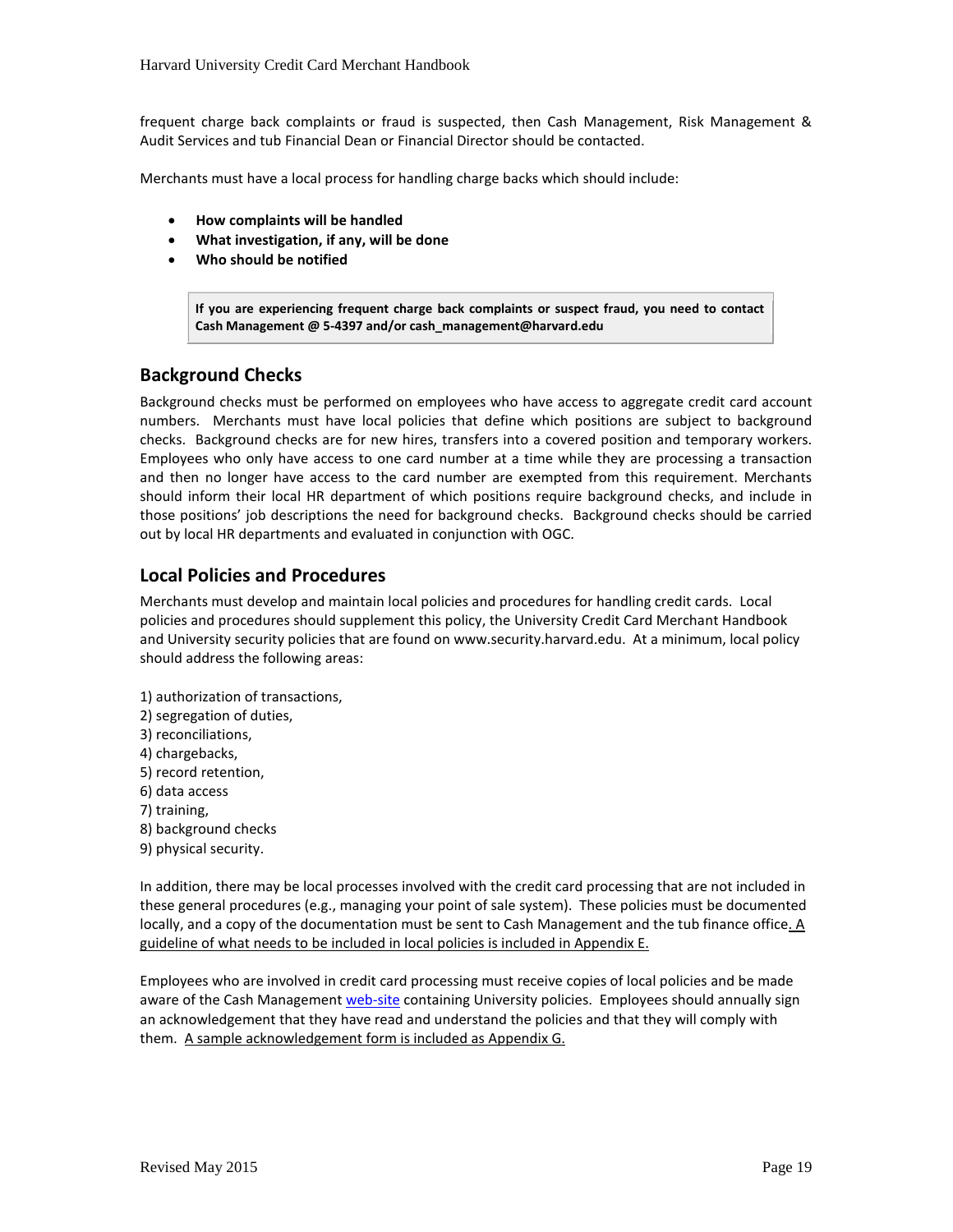frequent charge back complaints or fraud is suspected, then Cash Management, Risk Management & Audit Services and tub Financial Dean or Financial Director should be contacted.

Merchants must have a local process for handling charge backs which should include:

- **How complaints will be handled**
- **What investigation, if any, will be done**
- **Who should be notified**

> **If you are experiencing frequent charge back complaints or suspect fraud, you need to contact Cash Management @ 5-4397 and/or cash_management@harvard.edu**

## Background Checks

Background checks must be performed on employees who have access to aggregate credit card account numbers. Merchants must have local policies that define which positions are subject to background checks. Background checks are for new hires, transfers into a covered position and temporary workers. Employees who only have access to one card number at a time while they are processing a transaction and then no longer have access to the card number are exempted from this requirement. Merchants should inform their local HR department of which positions require background checks, and include in those positions' job descriptions the need for background checks. Background checks should be carried out by local HR departments and evaluated in conjunction with OGC.

## Local Policies and Procedures

Merchants must develop and maintain local policies and procedures for handling credit cards. Local policies and procedures should supplement this policy, the University Credit Card Merchant Handbook and University security policies that are found on www.security.harvard.edu. At a minimum, local policy should address the following areas:

1) authorization of transactions,
2) segregation of duties,
3) reconciliations,
4) chargebacks,
5) record retention,
6) data access
7) training,
8) background checks
9) physical security.

In addition, there may be local processes involved with the credit card processing that are not included in these general procedures (e.g., managing your point of sale system). These policies must be documented locally, and a copy of the documentation must be sent to Cash Management and the tub finance office. A guideline of what needs to be included in local policies is included in Appendix E.

Employees who are involved in credit card processing must receive copies of local policies and be made aware of the Cash Management web-site containing University policies. Employees should annually sign an acknowledgement that they have read and understand the policies and that they will comply with them. A sample acknowledgement form is included as Appendix G.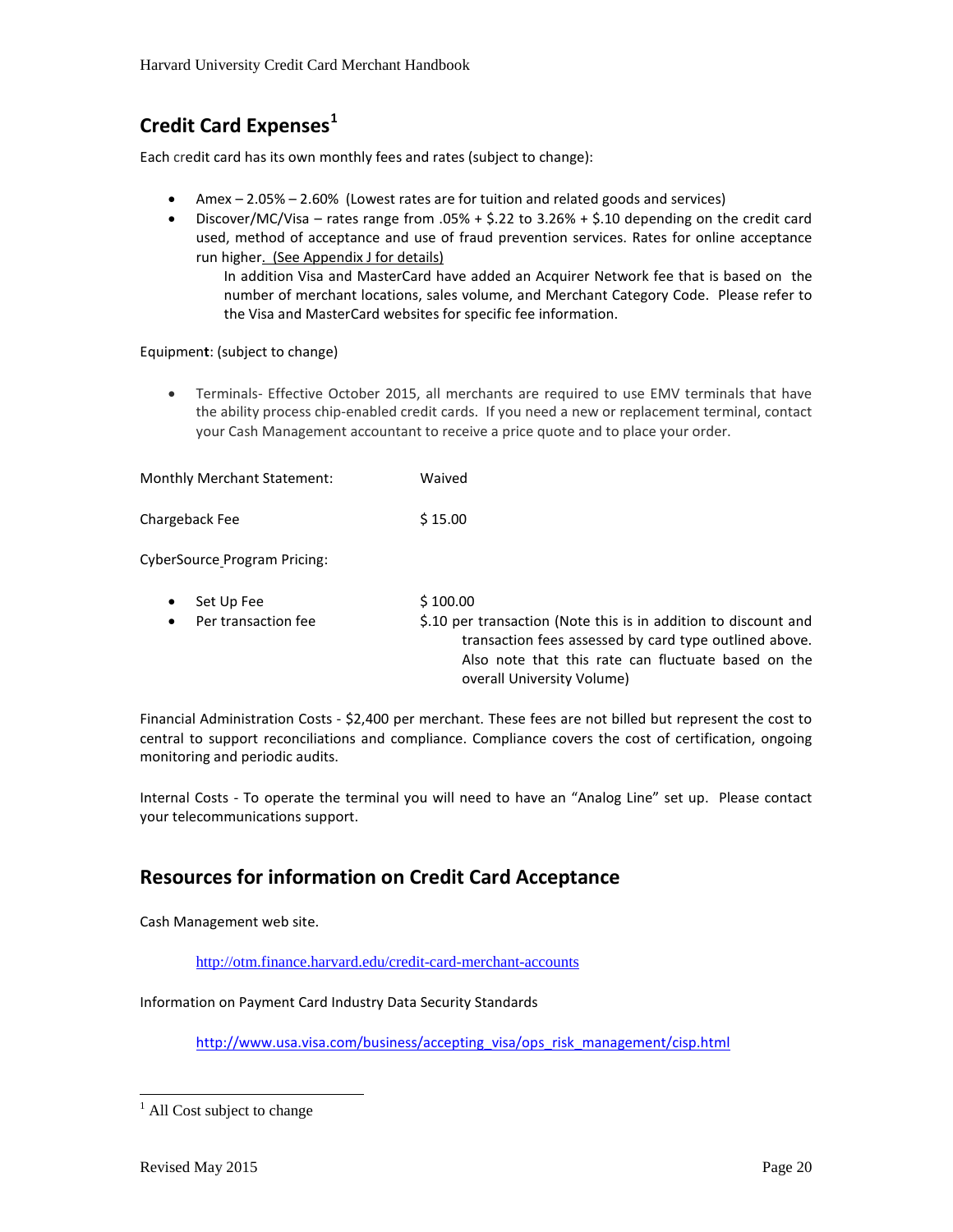## Credit Card Expenses[1]

Each credit card has its own monthly fees and rates (subject to change):

- Amex – 2.05% – 2.60% (Lowest rates are for tuition and related goods and services)
- Discover/MC/Visa – rates range from .05% + $.22 to 3.26% + $.10 depending on the credit card used, method of acceptance and use of fraud prevention services. Rates for online acceptance run higher. (See Appendix J for details)

  In addition Visa and MasterCard have added an Acquirer Network fee that is based on the number of merchant locations, sales volume, and Merchant Category Code. Please refer to the Visa and MasterCard websites for specific fee information.

Equipment: (subject to change)

- Terminals- Effective October 2015, all merchants are required to use EMV terminals that have the ability process chip-enabled credit cards. If you need a new or replacement terminal, contact your Cash Management accountant to receive a price quote and to place your order.

Monthly Merchant Statement: Waived

Chargeback Fee $ 15.00

CyberSource Program Pricing:

- Set Up Fee $ 100.00
- Per transaction fee $.10 per transaction (Note this is in addition to discount and transaction fees assessed by card type outlined above. Also note that this rate can fluctuate based on the overall University Volume)

Financial Administration Costs - $2,400 per merchant. These fees are not billed but represent the cost to central to support reconciliations and compliance. Compliance covers the cost of certification, ongoing monitoring and periodic audits.

Internal Costs - To operate the terminal you will need to have an "Analog Line" set up. Please contact your telecommunications support.

## Resources for information on Credit Card Acceptance

Cash Management web site.

http://otm.finance.harvard.edu/credit-card-merchant-accounts

Information on Payment Card Industry Data Security Standards

http://www.usa.visa.com/business/accepting_visa/ops_risk_management/cisp.html

[1] All Cost subject to change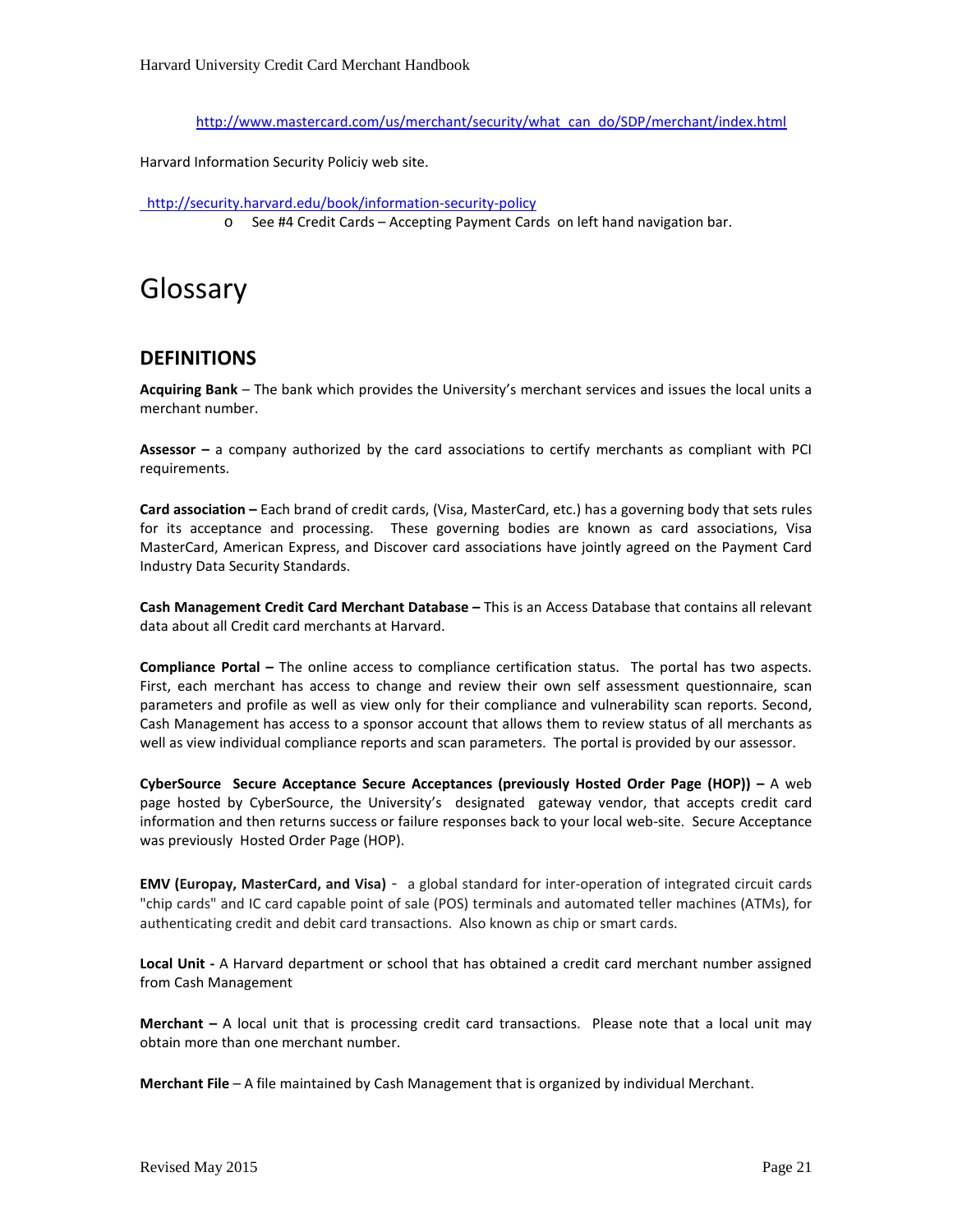http://www.mastercard.com/us/merchant/security/what_can_do/SDP/merchant/index.html

Harvard Information Security Policiy web site.

http://security.harvard.edu/book/information-security-policy

- See #4 Credit Cards – Accepting Payment Cards on left hand navigation bar.

# Glossary

## DEFINITIONS

**Acquiring Bank** – The bank which provides the University's merchant services and issues the local units a merchant number.

**Assessor –** a company authorized by the card associations to certify merchants as compliant with PCI requirements.

**Card association –** Each brand of credit cards, (Visa, MasterCard, etc.) has a governing body that sets rules for its acceptance and processing. These governing bodies are known as card associations, Visa MasterCard, American Express, and Discover card associations have jointly agreed on the Payment Card Industry Data Security Standards.

**Cash Management Credit Card Merchant Database –** This is an Access Database that contains all relevant data about all Credit card merchants at Harvard.

**Compliance Portal –** The online access to compliance certification status. The portal has two aspects. First, each merchant has access to change and review their own self assessment questionnaire, scan parameters and profile as well as view only for their compliance and vulnerability scan reports. Second, Cash Management has access to a sponsor account that allows them to review status of all merchants as well as view individual compliance reports and scan parameters. The portal is provided by our assessor.

**CyberSource Secure Acceptance Secure Acceptances (previously Hosted Order Page (HOP)) –** A web page hosted by CyberSource, the University's designated gateway vendor, that accepts credit card information and then returns success or failure responses back to your local web-site. Secure Acceptance was previously Hosted Order Page (HOP).

**EMV (Europay, MasterCard, and Visa)** - a global standard for inter-operation of integrated circuit cards "chip cards" and IC card capable point of sale (POS) terminals and automated teller machines (ATMs), for authenticating credit and debit card transactions. Also known as chip or smart cards.

**Local Unit -** A Harvard department or school that has obtained a credit card merchant number assigned from Cash Management

**Merchant –** A local unit that is processing credit card transactions. Please note that a local unit may obtain more than one merchant number.

**Merchant File** – A file maintained by Cash Management that is organized by individual Merchant.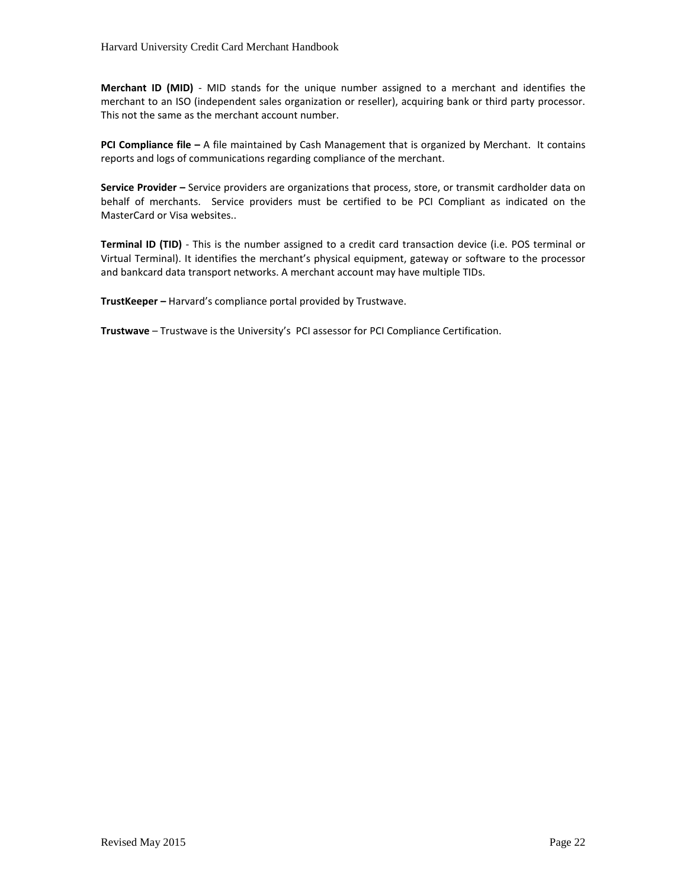**Merchant ID (MID)** - MID stands for the unique number assigned to a merchant and identifies the merchant to an ISO (independent sales organization or reseller), acquiring bank or third party processor. This not the same as the merchant account number.

**PCI Compliance file –** A file maintained by Cash Management that is organized by Merchant. It contains reports and logs of communications regarding compliance of the merchant.

**Service Provider –** Service providers are organizations that process, store, or transmit cardholder data on behalf of merchants. Service providers must be certified to be PCI Compliant as indicated on the MasterCard or Visa websites..

**Terminal ID (TID)** - This is the number assigned to a credit card transaction device (i.e. POS terminal or Virtual Terminal). It identifies the merchant's physical equipment, gateway or software to the processor and bankcard data transport networks. A merchant account may have multiple TIDs.

**TrustKeeper –** Harvard's compliance portal provided by Trustwave.

**Trustwave** – Trustwave is the University's PCI assessor for PCI Compliance Certification.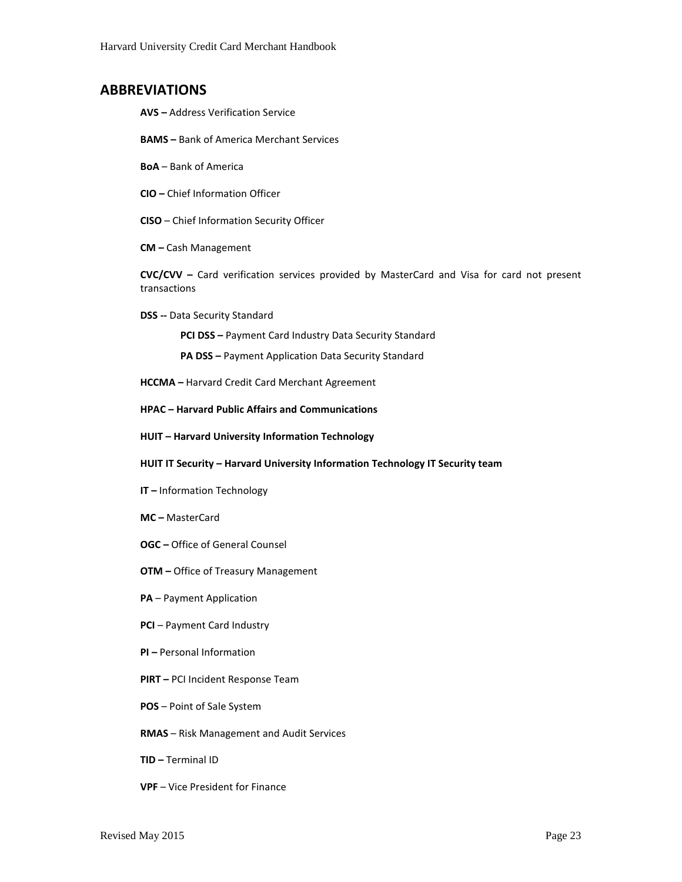## ABBREVIATIONS

**AVS –** Address Verification Service

**BAMS –** Bank of America Merchant Services

**BoA** – Bank of America

**CIO –** Chief Information Officer

**CISO** – Chief Information Security Officer

**CM –** Cash Management

**CVC/CVV –** Card verification services provided by MasterCard and Visa for card not present transactions

**DSS --** Data Security Standard

- **PCI DSS –** Payment Card Industry Data Security Standard
- **PA DSS –** Payment Application Data Security Standard

**HCCMA –** Harvard Credit Card Merchant Agreement

**HPAC – Harvard Public Affairs and Communications**

**HUIT – Harvard University Information Technology**

**HUIT IT Security – Harvard University Information Technology IT Security team**

**IT –** Information Technology

**MC –** MasterCard

**OGC –** Office of General Counsel

**OTM –** Office of Treasury Management

**PA** – Payment Application

**PCI** – Payment Card Industry

**PI –** Personal Information

**PIRT –** PCI Incident Response Team

**POS** – Point of Sale System

**RMAS** – Risk Management and Audit Services

**TID –** Terminal ID

**VPF** – Vice President for Finance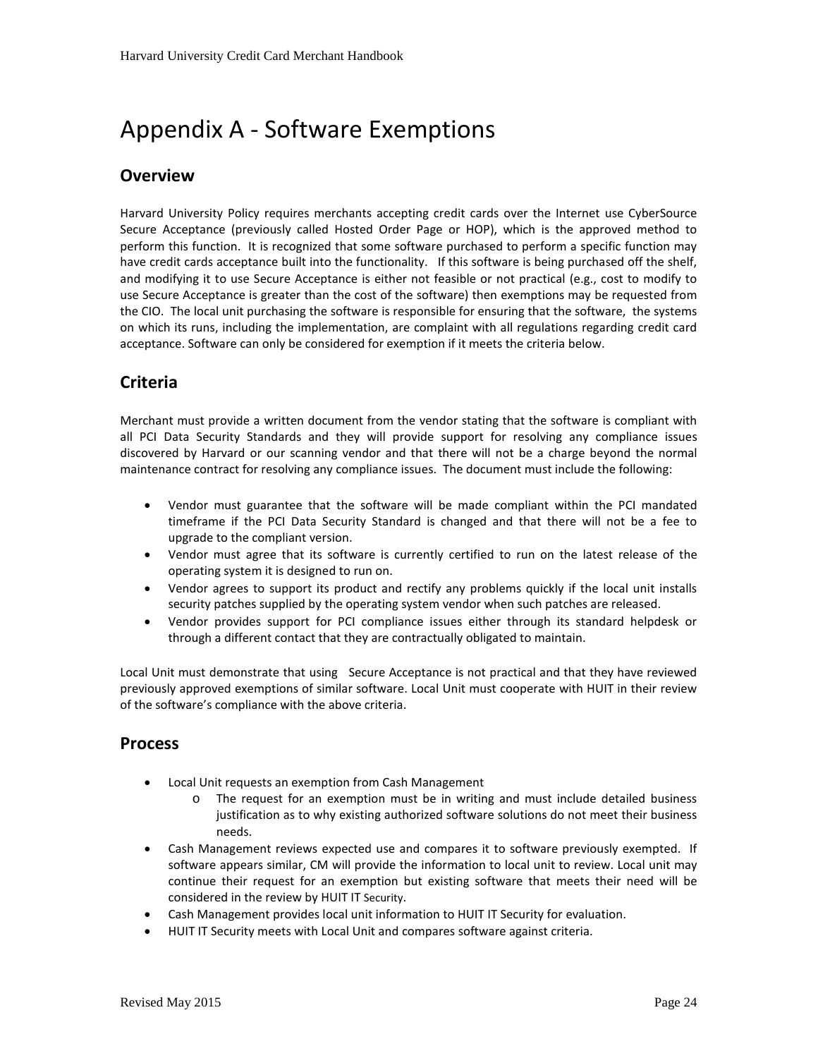# Appendix A - Software Exemptions

## Overview

Harvard University Policy requires merchants accepting credit cards over the Internet use CyberSource Secure Acceptance (previously called Hosted Order Page or HOP), which is the approved method to perform this function. It is recognized that some software purchased to perform a specific function may have credit cards acceptance built into the functionality. If this software is being purchased off the shelf, and modifying it to use Secure Acceptance is either not feasible or not practical (e.g., cost to modify to use Secure Acceptance is greater than the cost of the software) then exemptions may be requested from the CIO. The local unit purchasing the software is responsible for ensuring that the software, the systems on which its runs, including the implementation, are complaint with all regulations regarding credit card acceptance. Software can only be considered for exemption if it meets the criteria below.

## Criteria

Merchant must provide a written document from the vendor stating that the software is compliant with all PCI Data Security Standards and they will provide support for resolving any compliance issues discovered by Harvard or our scanning vendor and that there will not be a charge beyond the normal maintenance contract for resolving any compliance issues. The document must include the following:

- Vendor must guarantee that the software will be made compliant within the PCI mandated timeframe if the PCI Data Security Standard is changed and that there will not be a fee to upgrade to the compliant version.
- Vendor must agree that its software is currently certified to run on the latest release of the operating system it is designed to run on.
- Vendor agrees to support its product and rectify any problems quickly if the local unit installs security patches supplied by the operating system vendor when such patches are released.
- Vendor provides support for PCI compliance issues either through its standard helpdesk or through a different contact that they are contractually obligated to maintain.

Local Unit must demonstrate that using Secure Acceptance is not practical and that they have reviewed previously approved exemptions of similar software. Local Unit must cooperate with HUIT in their review of the software's compliance with the above criteria.

## Process

- Local Unit requests an exemption from Cash Management
  - The request for an exemption must be in writing and must include detailed business justification as to why existing authorized software solutions do not meet their business needs.
- Cash Management reviews expected use and compares it to software previously exempted. If software appears similar, CM will provide the information to local unit to review. Local unit may continue their request for an exemption but existing software that meets their need will be considered in the review by HUIT IT Security.
- Cash Management provides local unit information to HUIT IT Security for evaluation.
- HUIT IT Security meets with Local Unit and compares software against criteria.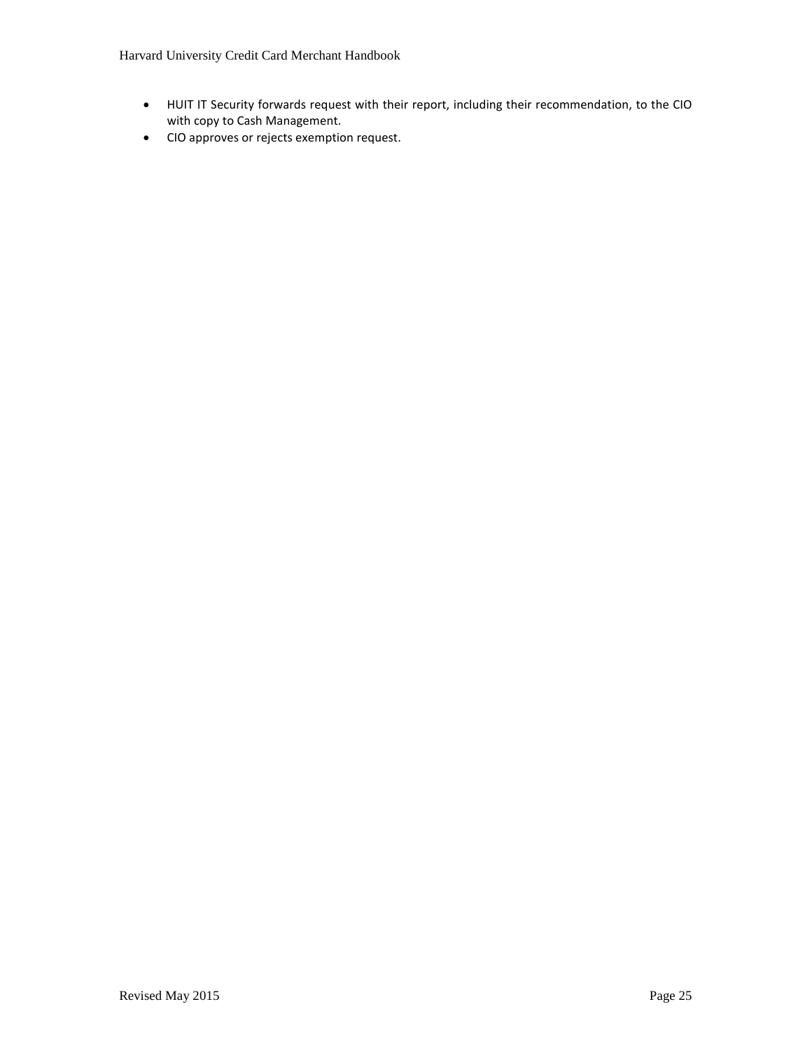- HUIT IT Security forwards request with their report, including their recommendation, to the CIO with copy to Cash Management.
- CIO approves or rejects exemption request.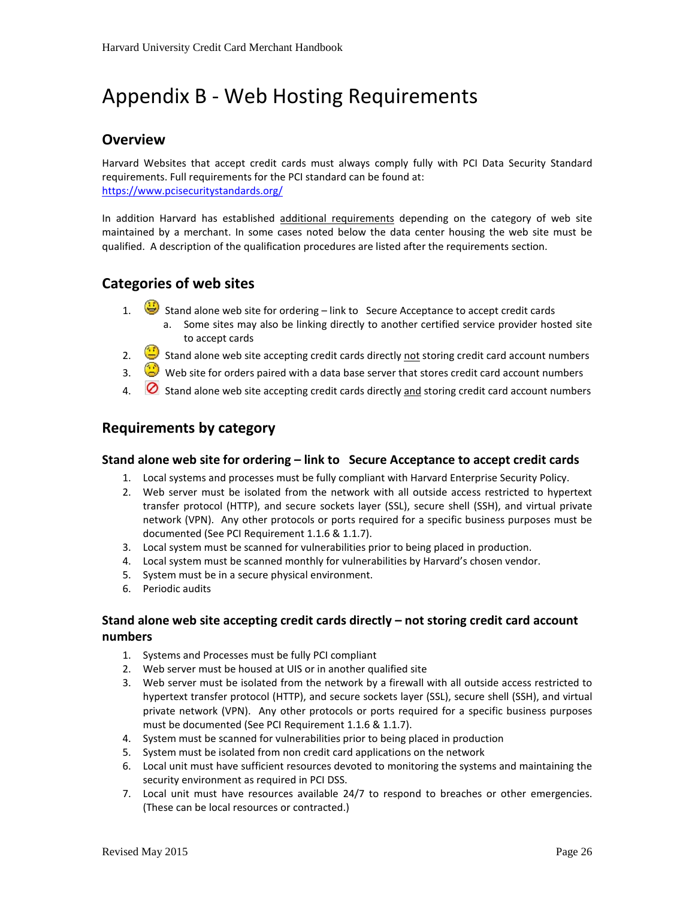# Appendix B - Web Hosting Requirements

## Overview

Harvard Websites that accept credit cards must always comply fully with PCI Data Security Standard requirements. Full requirements for the PCI standard can be found at: https://www.pcisecuritystandards.org/

In addition Harvard has established additional requirements depending on the category of web site maintained by a merchant. In some cases noted below the data center housing the web site must be qualified. A description of the qualification procedures are listed after the requirements section.

## Categories of web sites

1. Stand alone web site for ordering – link to Secure Acceptance to accept credit cards
   a. Some sites may also be linking directly to another certified service provider hosted site to accept cards
2. Stand alone web site accepting credit cards directly not storing credit card account numbers
3. Web site for orders paired with a data base server that stores credit card account numbers
4. Stand alone web site accepting credit cards directly and storing credit card account numbers

## Requirements by category

### Stand alone web site for ordering – link to Secure Acceptance to accept credit cards

1. Local systems and processes must be fully compliant with Harvard Enterprise Security Policy.
2. Web server must be isolated from the network with all outside access restricted to hypertext transfer protocol (HTTP), and secure sockets layer (SSL), secure shell (SSH), and virtual private network (VPN). Any other protocols or ports required for a specific business purposes must be documented (See PCI Requirement 1.1.6 & 1.1.7).
3. Local system must be scanned for vulnerabilities prior to being placed in production.
4. Local system must be scanned monthly for vulnerabilities by Harvard's chosen vendor.
5. System must be in a secure physical environment.
6. Periodic audits

### Stand alone web site accepting credit cards directly – not storing credit card account numbers

1. Systems and Processes must be fully PCI compliant
2. Web server must be housed at UIS or in another qualified site
3. Web server must be isolated from the network by a firewall with all outside access restricted to hypertext transfer protocol (HTTP), and secure sockets layer (SSL), secure shell (SSH), and virtual private network (VPN). Any other protocols or ports required for a specific business purposes must be documented (See PCI Requirement 1.1.6 & 1.1.7).
4. System must be scanned for vulnerabilities prior to being placed in production
5. System must be isolated from non credit card applications on the network
6. Local unit must have sufficient resources devoted to monitoring the systems and maintaining the security environment as required in PCI DSS.
7. Local unit must have resources available 24/7 to respond to breaches or other emergencies. (These can be local resources or contracted.)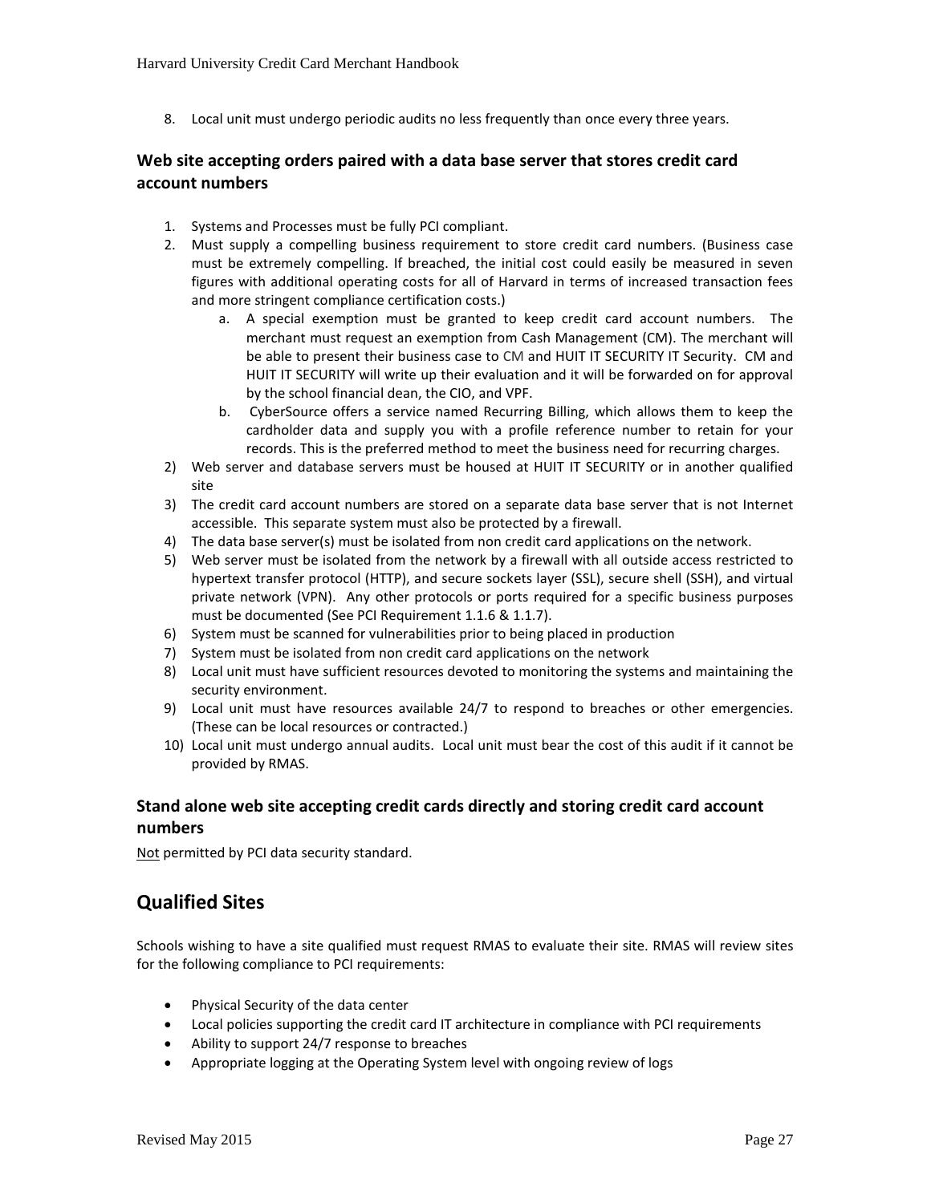8. Local unit must undergo periodic audits no less frequently than once every three years.

### Web site accepting orders paired with a data base server that stores credit card account numbers

1. Systems and Processes must be fully PCI compliant.
2. Must supply a compelling business requirement to store credit card numbers. (Business case must be extremely compelling. If breached, the initial cost could easily be measured in seven figures with additional operating costs for all of Harvard in terms of increased transaction fees and more stringent compliance certification costs.)
   a. A special exemption must be granted to keep credit card account numbers. The merchant must request an exemption from Cash Management (CM). The merchant will be able to present their business case to CM and HUIT IT SECURITY IT Security. CM and HUIT IT SECURITY will write up their evaluation and it will be forwarded on for approval by the school financial dean, the CIO, and VPF.
   b. CyberSource offers a service named Recurring Billing, which allows them to keep the cardholder data and supply you with a profile reference number to retain for your records. This is the preferred method to meet the business need for recurring charges.

2) Web server and database servers must be housed at HUIT IT SECURITY or in another qualified site
3) The credit card account numbers are stored on a separate data base server that is not Internet accessible. This separate system must also be protected by a firewall.
4) The data base server(s) must be isolated from non credit card applications on the network.
5) Web server must be isolated from the network by a firewall with all outside access restricted to hypertext transfer protocol (HTTP), and secure sockets layer (SSL), secure shell (SSH), and virtual private network (VPN). Any other protocols or ports required for a specific business purposes must be documented (See PCI Requirement 1.1.6 & 1.1.7).
6) System must be scanned for vulnerabilities prior to being placed in production
7) System must be isolated from non credit card applications on the network
8) Local unit must have sufficient resources devoted to monitoring the systems and maintaining the security environment.
9) Local unit must have resources available 24/7 to respond to breaches or other emergencies. (These can be local resources or contracted.)
10) Local unit must undergo annual audits. Local unit must bear the cost of this audit if it cannot be provided by RMAS.

### Stand alone web site accepting credit cards directly and storing credit card account numbers

<u>Not</u> permitted by PCI data security standard.

## Qualified Sites

Schools wishing to have a site qualified must request RMAS to evaluate their site. RMAS will review sites for the following compliance to PCI requirements:

- Physical Security of the data center
- Local policies supporting the credit card IT architecture in compliance with PCI requirements
- Ability to support 24/7 response to breaches
- Appropriate logging at the Operating System level with ongoing review of logs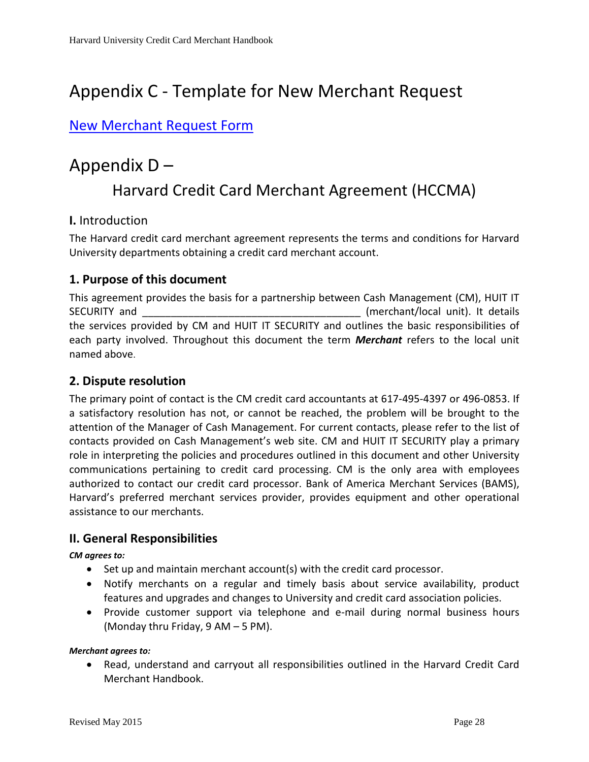# Appendix C - Template for New Merchant Request

[New Merchant Request Form]

# Appendix D –

## Harvard Credit Card Merchant Agreement (HCCMA)

### **I.** Introduction

The Harvard credit card merchant agreement represents the terms and conditions for Harvard University departments obtaining a credit card merchant account.

### 1. Purpose of this document

This agreement provides the basis for a partnership between Cash Management (CM), HUIT IT SECURITY and ______________________________________ (merchant/local unit). It details the services provided by CM and HUIT IT SECURITY and outlines the basic responsibilities of each party involved. Throughout this document the term ***Merchant*** refers to the local unit named above.

### 2. Dispute resolution

The primary point of contact is the CM credit card accountants at 617-495-4397 or 496-0853. If a satisfactory resolution has not, or cannot be reached, the problem will be brought to the attention of the Manager of Cash Management. For current contacts, please refer to the list of contacts provided on Cash Management's web site. CM and HUIT IT SECURITY play a primary role in interpreting the policies and procedures outlined in this document and other University communications pertaining to credit card processing. CM is the only area with employees authorized to contact our credit card processor. Bank of America Merchant Services (BAMS), Harvard's preferred merchant services provider, provides equipment and other operational assistance to our merchants.

### II. General Responsibilities

***CM agrees to:***

- Set up and maintain merchant account(s) with the credit card processor.
- Notify merchants on a regular and timely basis about service availability, product features and upgrades and changes to University and credit card association policies.
- Provide customer support via telephone and e-mail during normal business hours (Monday thru Friday, 9 AM – 5 PM).

***Merchant agrees to:***

- Read, understand and carryout all responsibilities outlined in the Harvard Credit Card Merchant Handbook.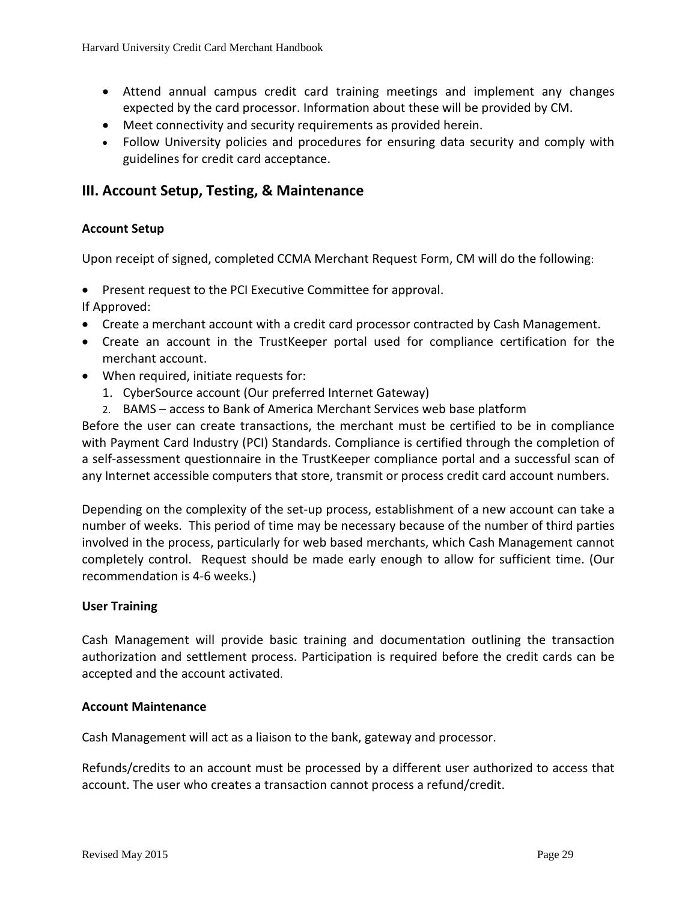- Attend annual campus credit card training meetings and implement any changes expected by the card processor. Information about these will be provided by CM.
- Meet connectivity and security requirements as provided herein.
- Follow University policies and procedures for ensuring data security and comply with guidelines for credit card acceptance.

## III. Account Setup, Testing, & Maintenance

**Account Setup**

Upon receipt of signed, completed CCMA Merchant Request Form, CM will do the following:

- Present request to the PCI Executive Committee for approval.

If Approved:

- Create a merchant account with a credit card processor contracted by Cash Management.
- Create an account in the TrustKeeper portal used for compliance certification for the merchant account.
- When required, initiate requests for:
  1. CyberSource account (Our preferred Internet Gateway)
  2. BAMS – access to Bank of America Merchant Services web base platform

Before the user can create transactions, the merchant must be certified to be in compliance with Payment Card Industry (PCI) Standards. Compliance is certified through the completion of a self-assessment questionnaire in the TrustKeeper compliance portal and a successful scan of any Internet accessible computers that store, transmit or process credit card account numbers.

Depending on the complexity of the set-up process, establishment of a new account can take a number of weeks. This period of time may be necessary because of the number of third parties involved in the process, particularly for web based merchants, which Cash Management cannot completely control. Request should be made early enough to allow for sufficient time. (Our recommendation is 4-6 weeks.)

**User Training**

Cash Management will provide basic training and documentation outlining the transaction authorization and settlement process. Participation is required before the credit cards can be accepted and the account activated.

**Account Maintenance**

Cash Management will act as a liaison to the bank, gateway and processor.

Refunds/credits to an account must be processed by a different user authorized to access that account. The user who creates a transaction cannot process a refund/credit.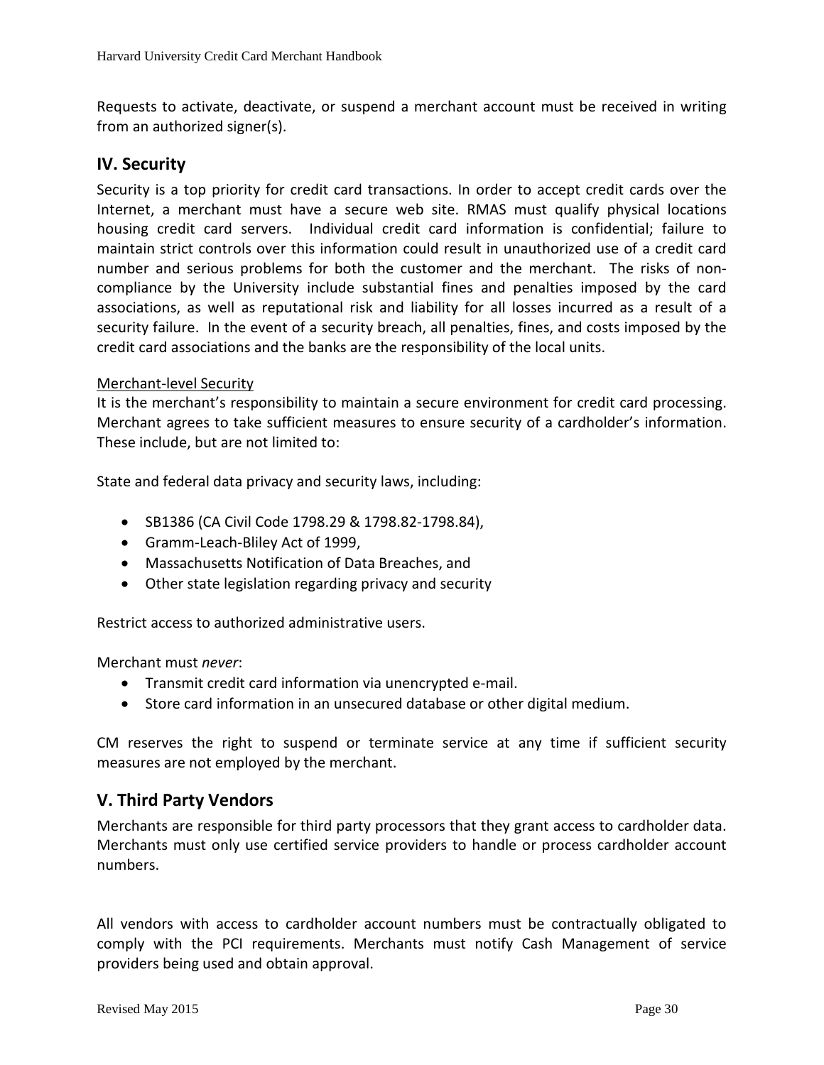Requests to activate, deactivate, or suspend a merchant account must be received in writing from an authorized signer(s).

## IV. Security

Security is a top priority for credit card transactions. In order to accept credit cards over the Internet, a merchant must have a secure web site. RMAS must qualify physical locations housing credit card servers. Individual credit card information is confidential; failure to maintain strict controls over this information could result in unauthorized use of a credit card number and serious problems for both the customer and the merchant. The risks of non-compliance by the University include substantial fines and penalties imposed by the card associations, as well as reputational risk and liability for all losses incurred as a result of a security failure. In the event of a security breach, all penalties, fines, and costs imposed by the credit card associations and the banks are the responsibility of the local units.

Merchant-level Security

It is the merchant's responsibility to maintain a secure environment for credit card processing. Merchant agrees to take sufficient measures to ensure security of a cardholder's information. These include, but are not limited to:

State and federal data privacy and security laws, including:

- SB1386 (CA Civil Code 1798.29 & 1798.82-1798.84),
- Gramm-Leach-Bliley Act of 1999,
- Massachusetts Notification of Data Breaches, and
- Other state legislation regarding privacy and security

Restrict access to authorized administrative users.

Merchant must *never*:

- Transmit credit card information via unencrypted e-mail.
- Store card information in an unsecured database or other digital medium.

CM reserves the right to suspend or terminate service at any time if sufficient security measures are not employed by the merchant.

## V. Third Party Vendors

Merchants are responsible for third party processors that they grant access to cardholder data. Merchants must only use certified service providers to handle or process cardholder account numbers.

All vendors with access to cardholder account numbers must be contractually obligated to comply with the PCI requirements. Merchants must notify Cash Management of service providers being used and obtain approval.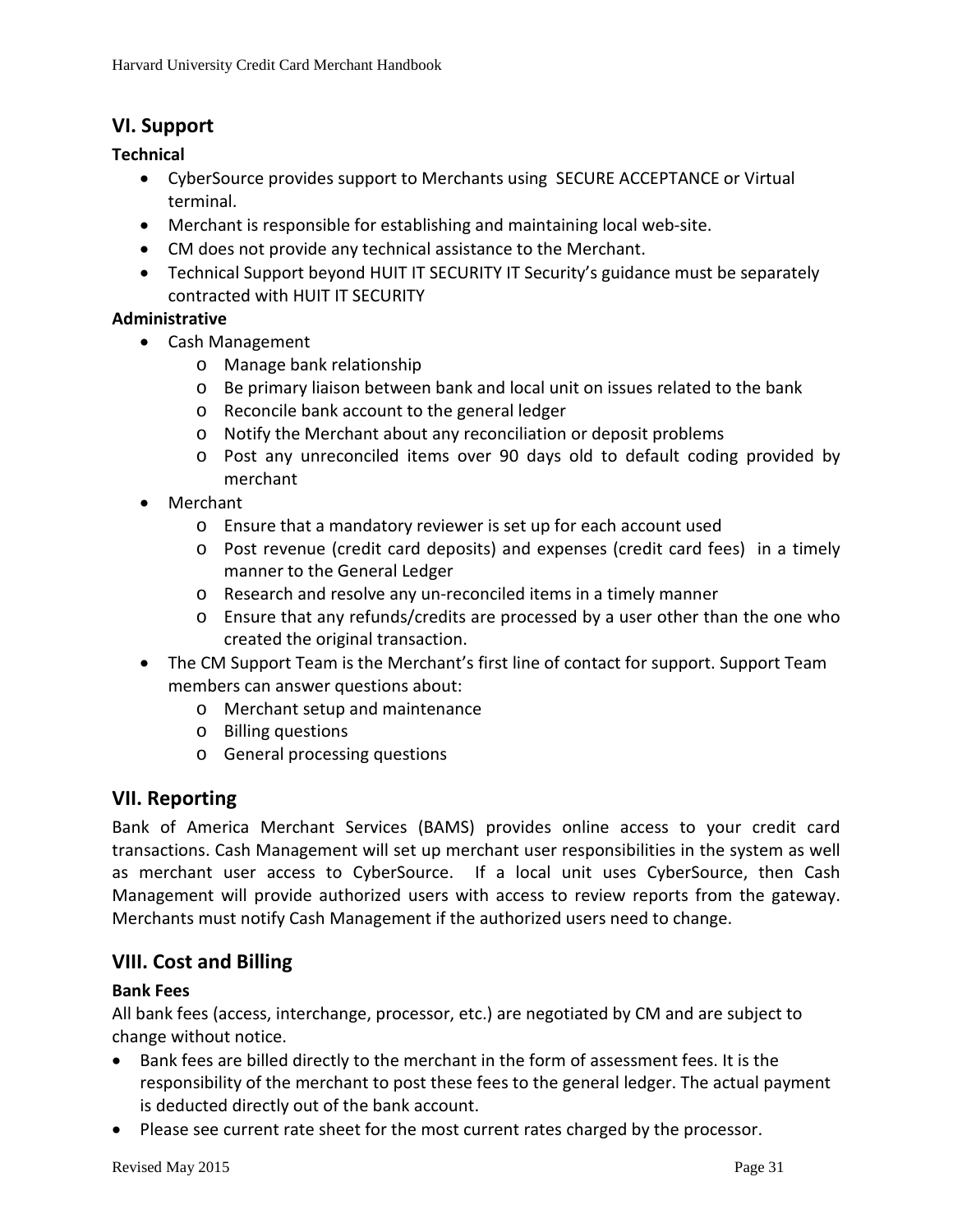## VI. Support

**Technical**

- CyberSource provides support to Merchants using SECURE ACCEPTANCE or Virtual terminal.
- Merchant is responsible for establishing and maintaining local web-site.
- CM does not provide any technical assistance to the Merchant.
- Technical Support beyond HUIT IT SECURITY IT Security's guidance must be separately contracted with HUIT IT SECURITY

**Administrative**

- Cash Management
  - Manage bank relationship
  - Be primary liaison between bank and local unit on issues related to the bank
  - Reconcile bank account to the general ledger
  - Notify the Merchant about any reconciliation or deposit problems
  - Post any unreconciled items over 90 days old to default coding provided by merchant
- Merchant
  - Ensure that a mandatory reviewer is set up for each account used
  - Post revenue (credit card deposits) and expenses (credit card fees) in a timely manner to the General Ledger
  - Research and resolve any un-reconciled items in a timely manner
  - Ensure that any refunds/credits are processed by a user other than the one who created the original transaction.
- The CM Support Team is the Merchant's first line of contact for support. Support Team members can answer questions about:
  - Merchant setup and maintenance
  - Billing questions
  - General processing questions

## VII. Reporting

Bank of America Merchant Services (BAMS) provides online access to your credit card transactions. Cash Management will set up merchant user responsibilities in the system as well as merchant user access to CyberSource. If a local unit uses CyberSource, then Cash Management will provide authorized users with access to review reports from the gateway. Merchants must notify Cash Management if the authorized users need to change.

## VIII. Cost and Billing

**Bank Fees**

All bank fees (access, interchange, processor, etc.) are negotiated by CM and are subject to change without notice.

- Bank fees are billed directly to the merchant in the form of assessment fees. It is the responsibility of the merchant to post these fees to the general ledger. The actual payment is deducted directly out of the bank account.
- Please see current rate sheet for the most current rates charged by the processor.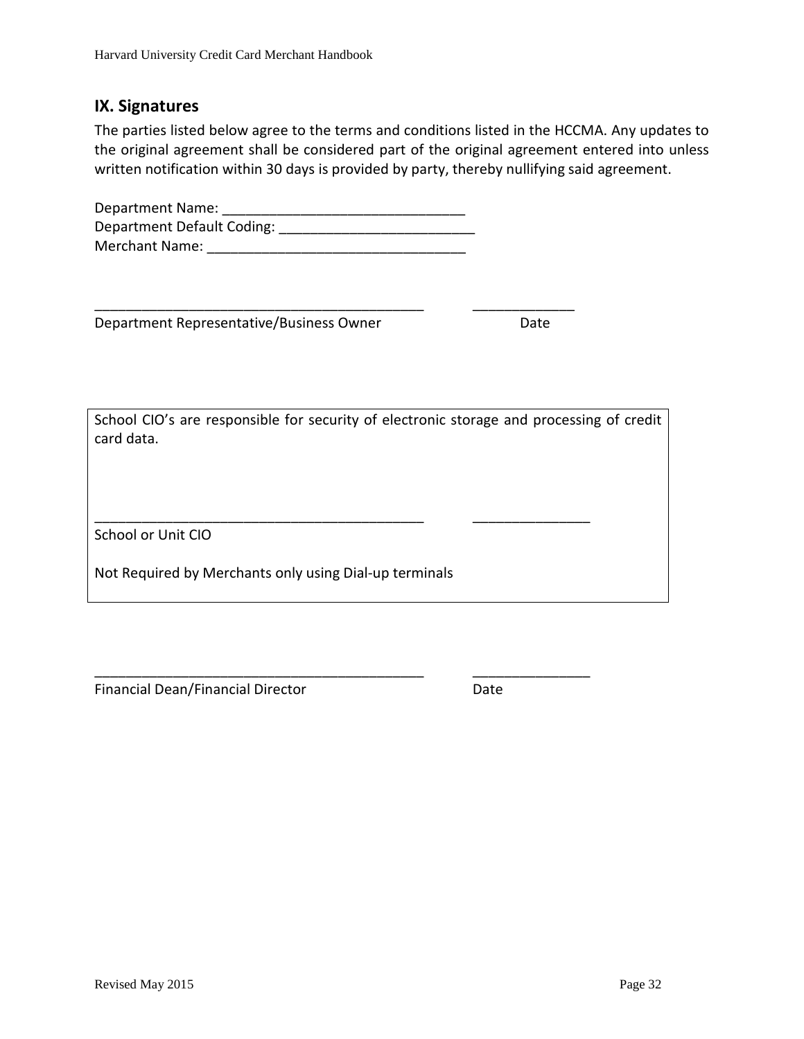## IX. Signatures

The parties listed below agree to the terms and conditions listed in the HCCMA. Any updates to the original agreement shall be considered part of the original agreement entered into unless written notification within 30 days is provided by party, thereby nullifying said agreement.

Department Name: _______________________________
Department Default Coding: _________________________
Merchant Name: _________________________________

___________________________________________ _____________
Department Representative/Business Owner Date

School CIO's are responsible for security of electronic storage and processing of credit card data.

___________________________________________ _______________
School or Unit CIO

Not Required by Merchants only using Dial-up terminals

___________________________________________ _______________
Financial Dean/Financial Director Date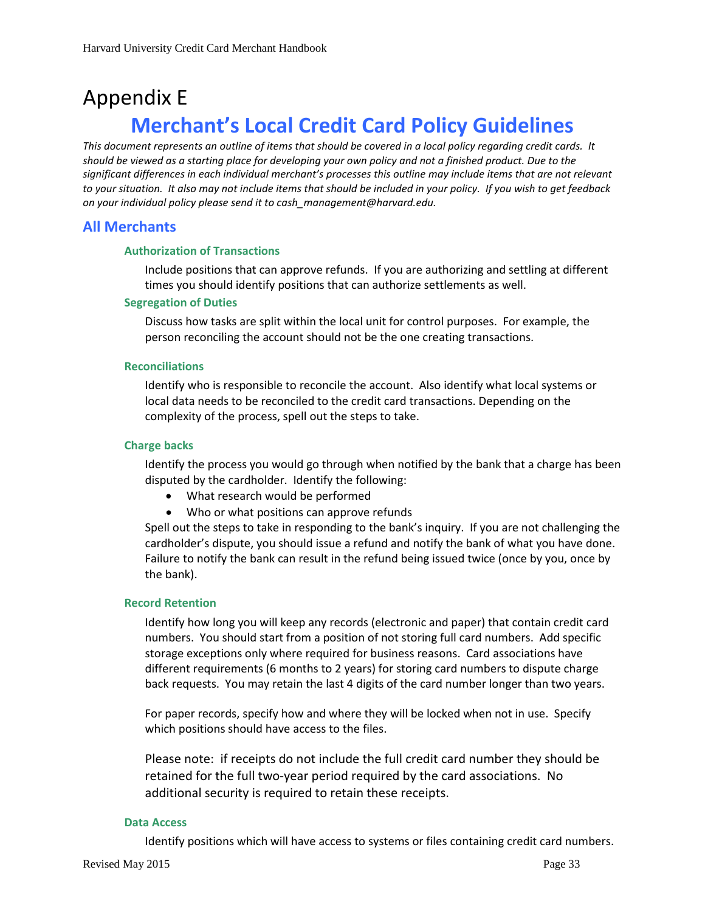# Appendix E

## Merchant's Local Credit Card Policy Guidelines

*This document represents an outline of items that should be covered in a local policy regarding credit cards. It should be viewed as a starting place for developing your own policy and not a finished product. Due to the significant differences in each individual merchant's processes this outline may include items that are not relevant to your situation. It also may not include items that should be included in your policy. If you wish to get feedback on your individual policy please send it to cash_management@harvard.edu.*

### All Merchants

#### Authorization of Transactions

Include positions that can approve refunds. If you are authorizing and settling at different times you should identify positions that can authorize settlements as well.

#### Segregation of Duties

Discuss how tasks are split within the local unit for control purposes. For example, the person reconciling the account should not be the one creating transactions.

#### Reconciliations

Identify who is responsible to reconcile the account. Also identify what local systems or local data needs to be reconciled to the credit card transactions. Depending on the complexity of the process, spell out the steps to take.

#### Charge backs

Identify the process you would go through when notified by the bank that a charge has been disputed by the cardholder. Identify the following:

- What research would be performed
- Who or what positions can approve refunds

Spell out the steps to take in responding to the bank's inquiry. If you are not challenging the cardholder's dispute, you should issue a refund and notify the bank of what you have done. Failure to notify the bank can result in the refund being issued twice (once by you, once by the bank).

#### Record Retention

Identify how long you will keep any records (electronic and paper) that contain credit card numbers. You should start from a position of not storing full card numbers. Add specific storage exceptions only where required for business reasons. Card associations have different requirements (6 months to 2 years) for storing card numbers to dispute charge back requests. You may retain the last 4 digits of the card number longer than two years.

For paper records, specify how and where they will be locked when not in use. Specify which positions should have access to the files.

Please note: if receipts do not include the full credit card number they should be retained for the full two-year period required by the card associations. No additional security is required to retain these receipts.

#### Data Access

Identify positions which will have access to systems or files containing credit card numbers.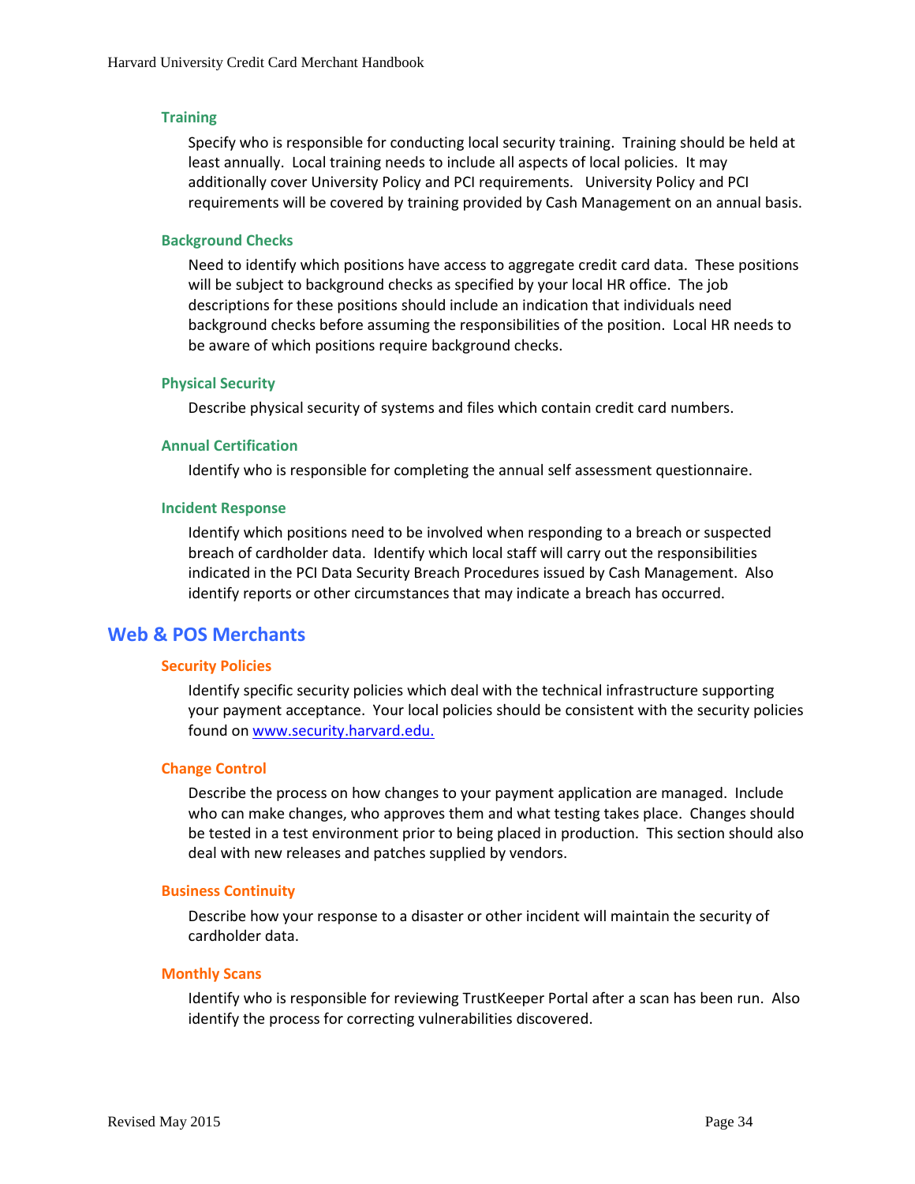#### Training

Specify who is responsible for conducting local security training. Training should be held at least annually. Local training needs to include all aspects of local policies. It may additionally cover University Policy and PCI requirements. University Policy and PCI requirements will be covered by training provided by Cash Management on an annual basis.

#### Background Checks

Need to identify which positions have access to aggregate credit card data. These positions will be subject to background checks as specified by your local HR office. The job descriptions for these positions should include an indication that individuals need background checks before assuming the responsibilities of the position. Local HR needs to be aware of which positions require background checks.

#### Physical Security

Describe physical security of systems and files which contain credit card numbers.

#### Annual Certification

Identify who is responsible for completing the annual self assessment questionnaire.

#### Incident Response

Identify which positions need to be involved when responding to a breach or suspected breach of cardholder data. Identify which local staff will carry out the responsibilities indicated in the PCI Data Security Breach Procedures issued by Cash Management. Also identify reports or other circumstances that may indicate a breach has occurred.

## Web & POS Merchants

#### Security Policies

Identify specific security policies which deal with the technical infrastructure supporting your payment acceptance. Your local policies should be consistent with the security policies found on [www.security.harvard.edu.](http://www.security.harvard.edu)

#### Change Control

Describe the process on how changes to your payment application are managed. Include who can make changes, who approves them and what testing takes place. Changes should be tested in a test environment prior to being placed in production. This section should also deal with new releases and patches supplied by vendors.

#### Business Continuity

Describe how your response to a disaster or other incident will maintain the security of cardholder data.

#### Monthly Scans

Identify who is responsible for reviewing TrustKeeper Portal after a scan has been run. Also identify the process for correcting vulnerabilities discovered.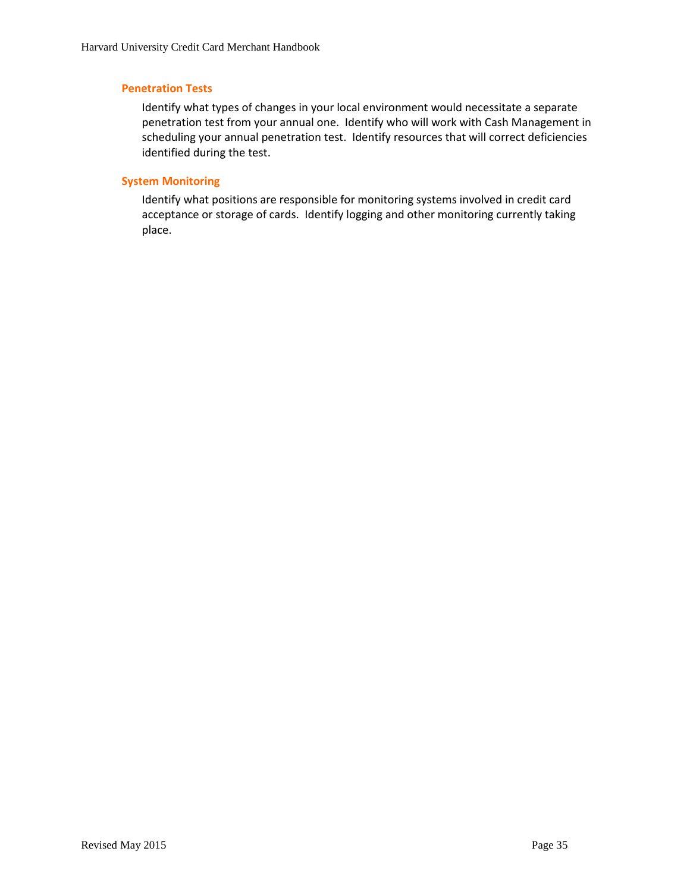### Penetration Tests

Identify what types of changes in your local environment would necessitate a separate penetration test from your annual one. Identify who will work with Cash Management in scheduling your annual penetration test. Identify resources that will correct deficiencies identified during the test.

### System Monitoring

Identify what positions are responsible for monitoring systems involved in credit card acceptance or storage of cards. Identify logging and other monitoring currently taking place.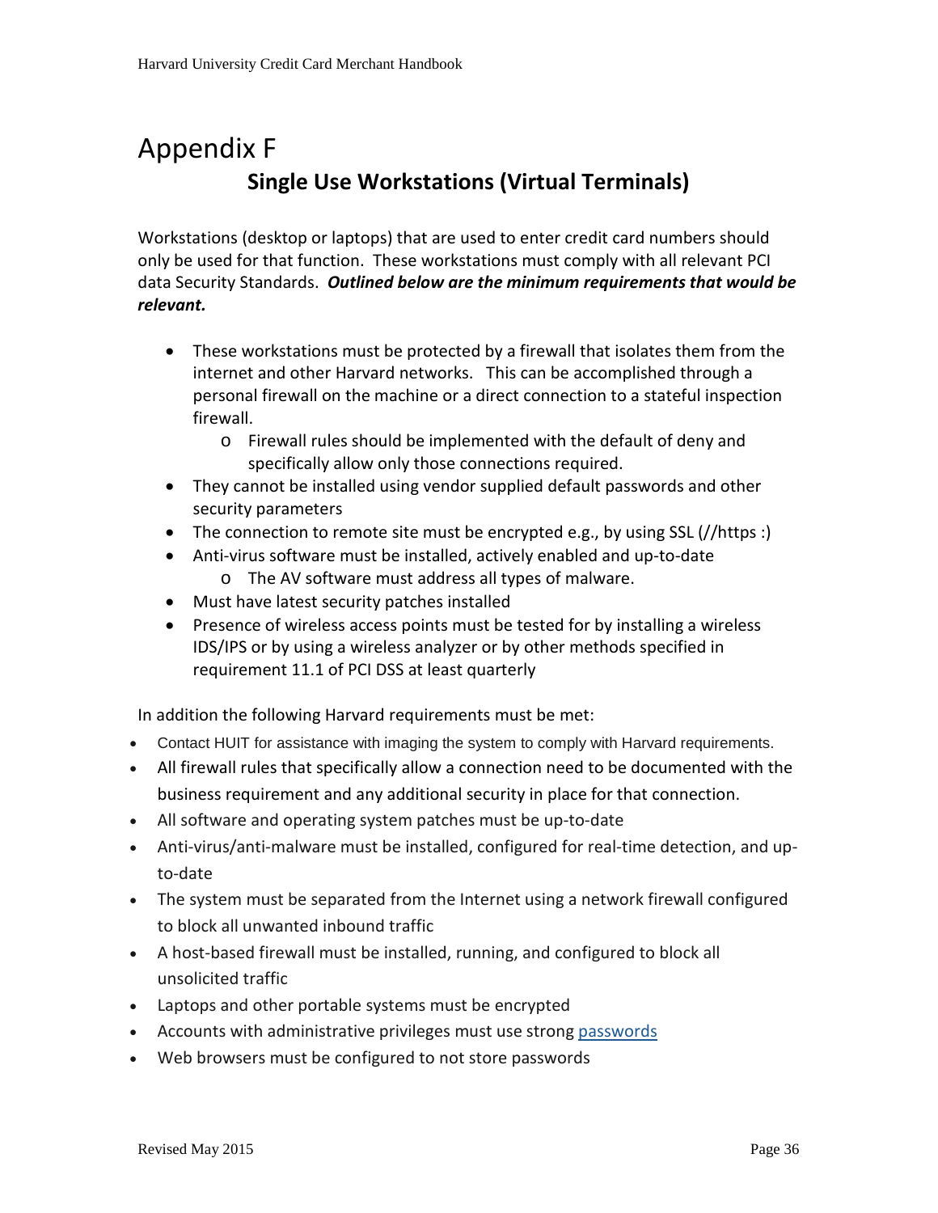# Appendix F

## Single Use Workstations (Virtual Terminals)

Workstations (desktop or laptops) that are used to enter credit card numbers should only be used for that function. These workstations must comply with all relevant PCI data Security Standards. ***Outlined below are the minimum requirements that would be relevant.***

- These workstations must be protected by a firewall that isolates them from the internet and other Harvard networks. This can be accomplished through a personal firewall on the machine or a direct connection to a stateful inspection firewall.
    - Firewall rules should be implemented with the default of deny and specifically allow only those connections required.
- They cannot be installed using vendor supplied default passwords and other security parameters
- The connection to remote site must be encrypted e.g., by using SSL (//https :)
- Anti-virus software must be installed, actively enabled and up-to-date
    - The AV software must address all types of malware.
- Must have latest security patches installed
- Presence of wireless access points must be tested for by installing a wireless IDS/IPS or by using a wireless analyzer or by other methods specified in requirement 11.1 of PCI DSS at least quarterly

In addition the following Harvard requirements must be met:

- Contact HUIT for assistance with imaging the system to comply with Harvard requirements.
- All firewall rules that specifically allow a connection need to be documented with the business requirement and any additional security in place for that connection.
- All software and operating system patches must be up-to-date
- Anti-virus/anti-malware must be installed, configured for real-time detection, and up-to-date
- The system must be separated from the Internet using a network firewall configured to block all unwanted inbound traffic
- A host-based firewall must be installed, running, and configured to block all unsolicited traffic
- Laptops and other portable systems must be encrypted
- Accounts with administrative privileges must use strong passwords
- Web browsers must be configured to not store passwords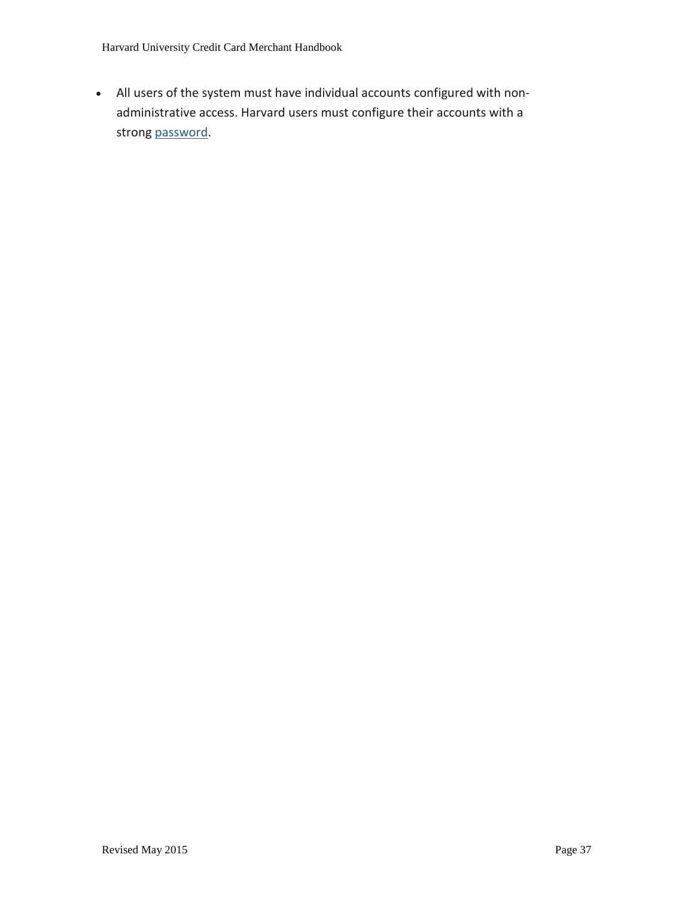- All users of the system must have individual accounts configured with non-administrative access. Harvard users must configure their accounts with a strong password.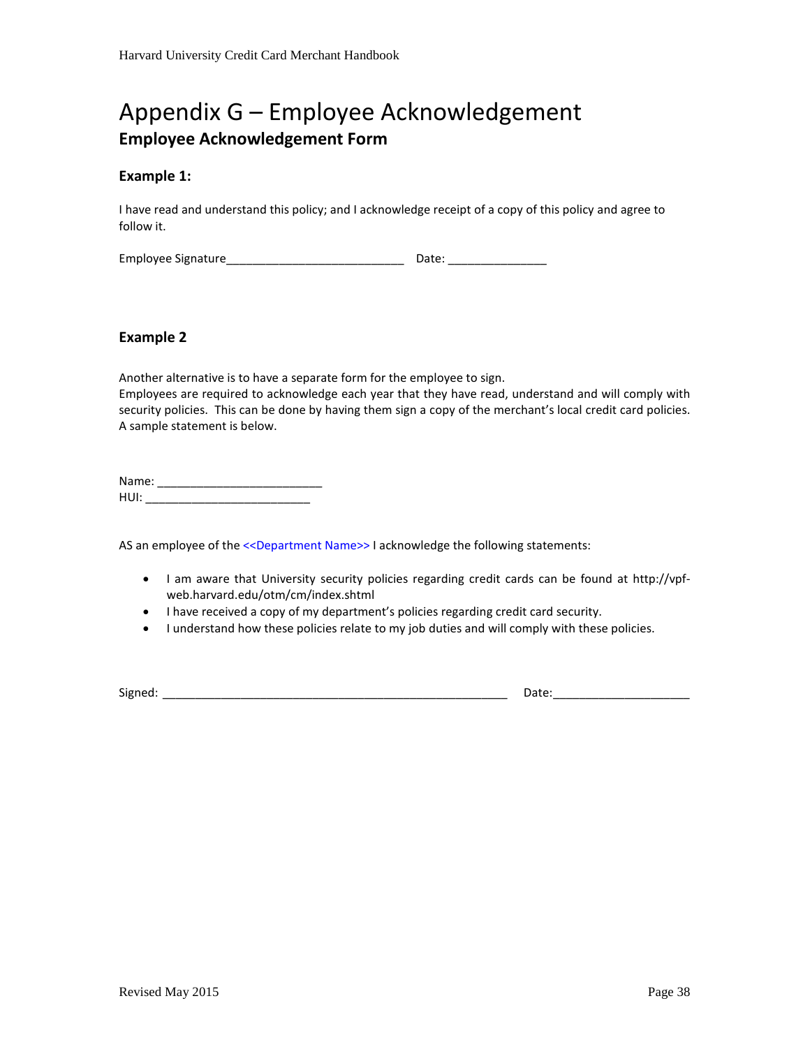# Appendix G – Employee Acknowledgement

## Employee Acknowledgement Form

### Example 1:

I have read and understand this policy; and I acknowledge receipt of a copy of this policy and agree to follow it.

Employee Signature___________________________ Date: _______________

### Example 2

Another alternative is to have a separate form for the employee to sign.
Employees are required to acknowledge each year that they have read, understand and will comply with security policies. This can be done by having them sign a copy of the merchant's local credit card policies. A sample statement is below.

Name: _________________________
HUI: _________________________

AS an employee of the <<Department Name>> I acknowledge the following statements:

- I am aware that University security policies regarding credit cards can be found at http://vpf-web.harvard.edu/otm/cm/index.shtml
- I have received a copy of my department's policies regarding credit card security.
- I understand how these policies relate to my job duties and will comply with these policies.

Signed: _____________________________________________________ Date:_____________________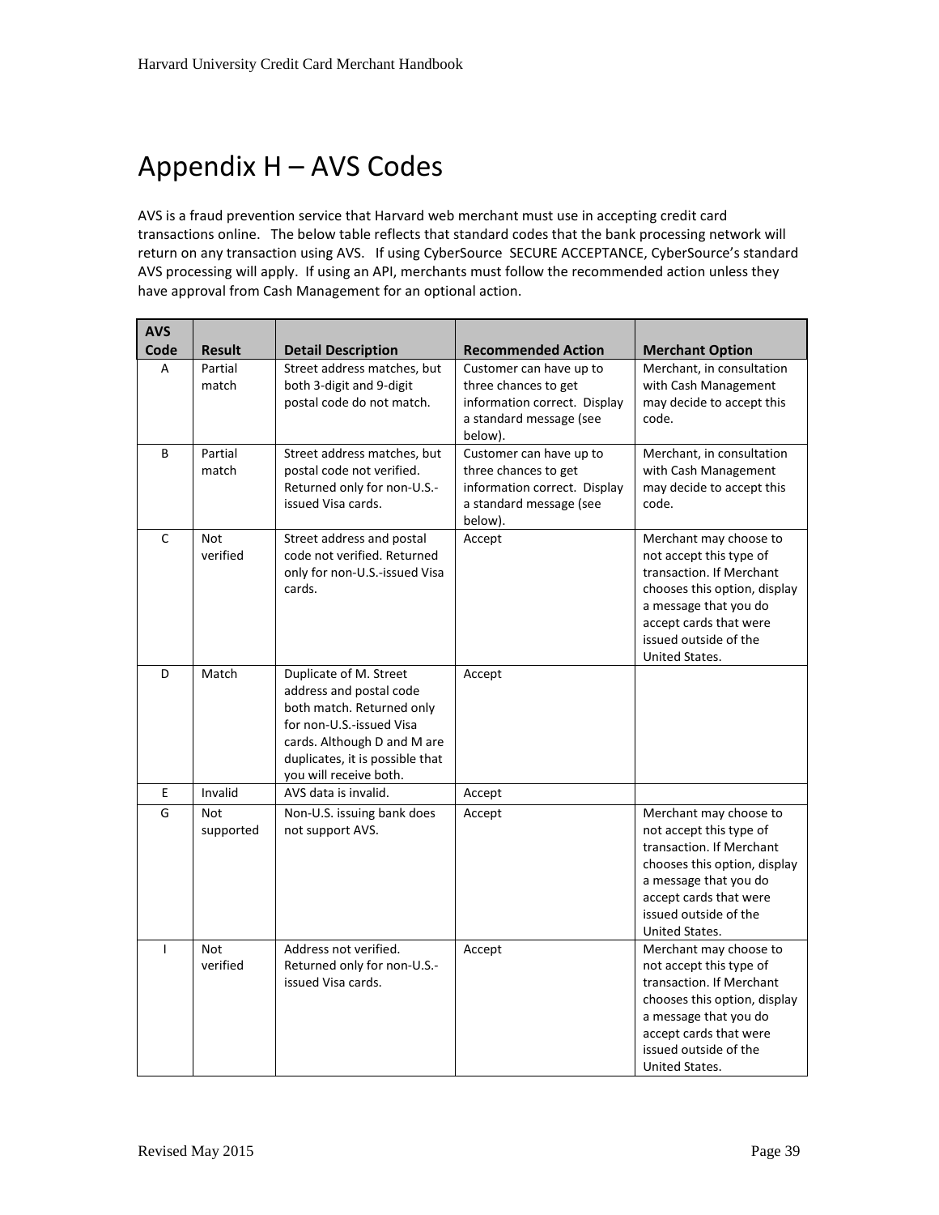# Appendix H – AVS Codes

AVS is a fraud prevention service that Harvard web merchant must use in accepting credit card transactions online. The below table reflects that standard codes that the bank processing network will return on any transaction using AVS. If using CyberSource SECURE ACCEPTANCE, CyberSource's standard AVS processing will apply. If using an API, merchants must follow the recommended action unless they have approval from Cash Management for an optional action.

| AVS Code | Result | Detail Description | Recommended Action | Merchant Option |
|---|---|---|---|---|
| A | Partial match | Street address matches, but both 3-digit and 9-digit postal code do not match. | Customer can have up to three chances to get information correct. Display a standard message (see below). | Merchant, in consultation with Cash Management may decide to accept this code. |
| B | Partial match | Street address matches, but postal code not verified. Returned only for non-U.S.-issued Visa cards. | Customer can have up to three chances to get information correct. Display a standard message (see below). | Merchant, in consultation with Cash Management may decide to accept this code. |
| C | Not verified | Street address and postal code not verified. Returned only for non-U.S.-issued Visa cards. | Accept | Merchant may choose to not accept this type of transaction. If Merchant chooses this option, display a message that you do accept cards that were issued outside of the United States. |
| D | Match | Duplicate of M. Street address and postal code both match. Returned only for non-U.S.-issued Visa cards. Although D and M are duplicates, it is possible that you will receive both. | Accept | |
| E | Invalid | AVS data is invalid. | Accept | |
| G | Not supported | Non-U.S. issuing bank does not support AVS. | Accept | Merchant may choose to not accept this type of transaction. If Merchant chooses this option, display a message that you do accept cards that were issued outside of the United States. |
| I | Not verified | Address not verified. Returned only for non-U.S.-issued Visa cards. | Accept | Merchant may choose to not accept this type of transaction. If Merchant chooses this option, display a message that you do accept cards that were issued outside of the United States. |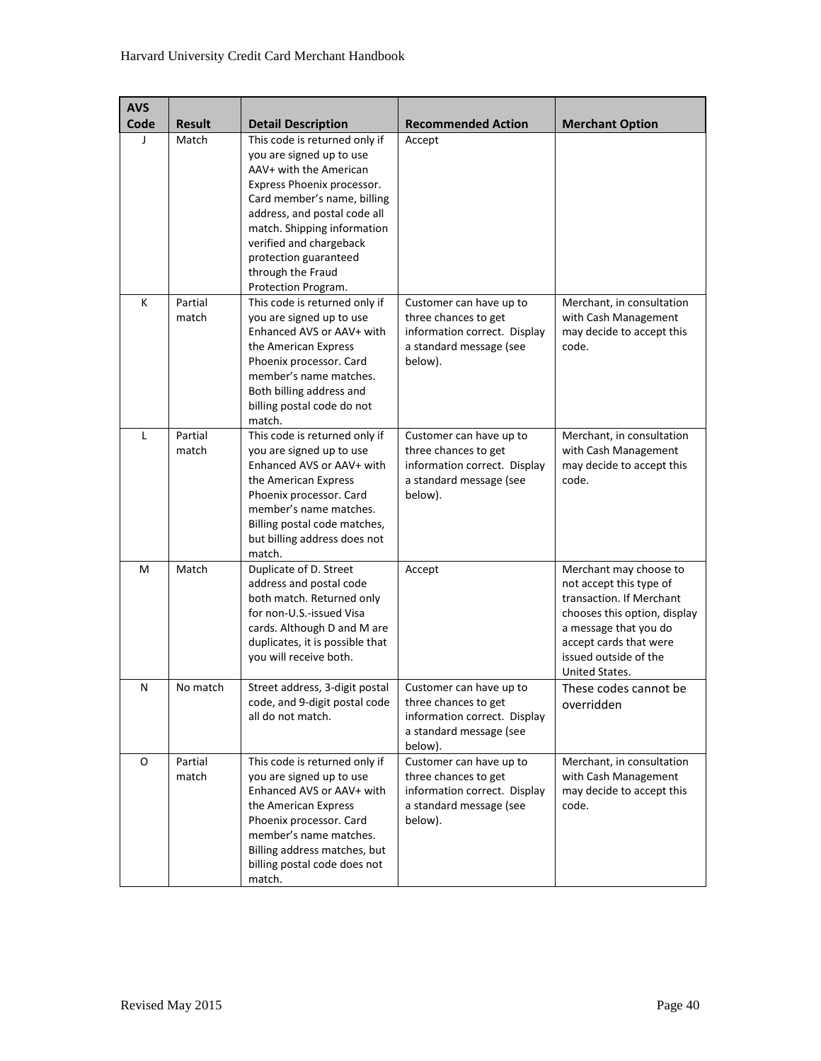| AVS Code | Result | Detail Description | Recommended Action | Merchant Option |
|---|---|---|---|---|
| J | Match | This code is returned only if you are signed up to use AAV+ with the American Express Phoenix processor. Card member's name, billing address, and postal code all match. Shipping information verified and chargeback protection guaranteed through the Fraud Protection Program. | Accept | |
| K | Partial match | This code is returned only if you are signed up to use Enhanced AVS or AAV+ with the American Express Phoenix processor. Card member's name matches. Both billing address and billing postal code do not match. | Customer can have up to three chances to get information correct. Display a standard message (see below). | Merchant, in consultation with Cash Management may decide to accept this code. |
| L | Partial match | This code is returned only if you are signed up to use Enhanced AVS or AAV+ with the American Express Phoenix processor. Card member's name matches. Billing postal code matches, but billing address does not match. | Customer can have up to three chances to get information correct. Display a standard message (see below). | Merchant, in consultation with Cash Management may decide to accept this code. |
| M | Match | Duplicate of D. Street address and postal code both match. Returned only for non-U.S.-issued Visa cards. Although D and M are duplicates, it is possible that you will receive both. | Accept | Merchant may choose to not accept this type of transaction. If Merchant chooses this option, display a message that you do accept cards that were issued outside of the United States. |
| N | No match | Street address, 3-digit postal code, and 9-digit postal code all do not match. | Customer can have up to three chances to get information correct. Display a standard message (see below). | These codes cannot be overridden |
| O | Partial match | This code is returned only if you are signed up to use Enhanced AVS or AAV+ with the American Express Phoenix processor. Card member's name matches. Billing address matches, but billing postal code does not match. | Customer can have up to three chances to get information correct. Display a standard message (see below). | Merchant, in consultation with Cash Management may decide to accept this code. |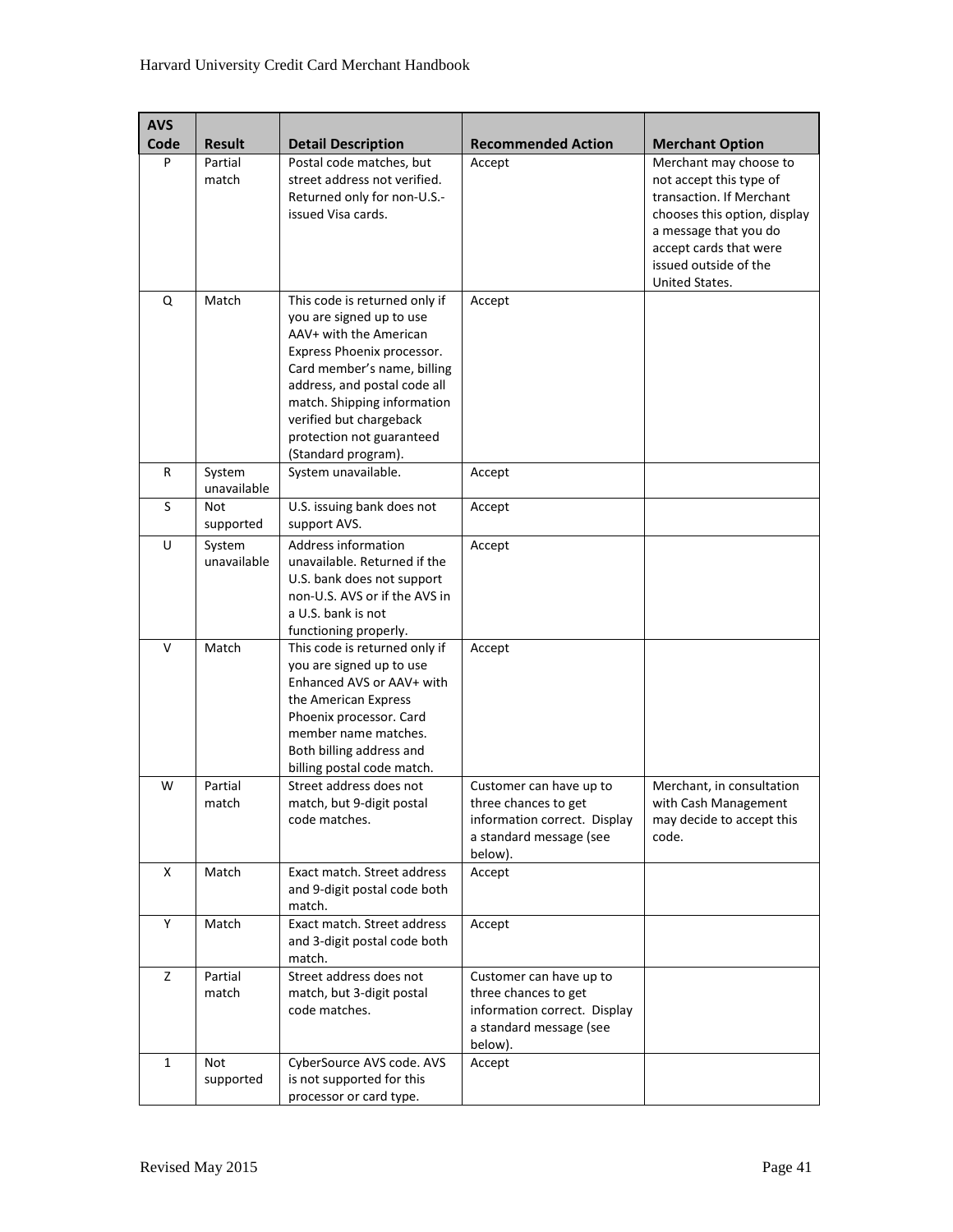| AVS Code | Result | Detail Description | Recommended Action | Merchant Option |
|---|---|---|---|---|
| P | Partial match | Postal code matches, but street address not verified. Returned only for non-U.S.-issued Visa cards. | Accept | Merchant may choose to not accept this type of transaction. If Merchant chooses this option, display a message that you do accept cards that were issued outside of the United States. |
| Q | Match | This code is returned only if you are signed up to use AAV+ with the American Express Phoenix processor. Card member's name, billing address, and postal code all match. Shipping information verified but chargeback protection not guaranteed (Standard program). | Accept | |
| R | System unavailable | System unavailable. | Accept | |
| S | Not supported | U.S. issuing bank does not support AVS. | Accept | |
| U | System unavailable | Address information unavailable. Returned if the U.S. bank does not support non-U.S. AVS or if the AVS in a U.S. bank is not functioning properly. | Accept | |
| V | Match | This code is returned only if you are signed up to use Enhanced AVS or AAV+ with the American Express Phoenix processor. Card member name matches. Both billing address and billing postal code match. | Accept | |
| W | Partial match | Street address does not match, but 9-digit postal code matches. | Customer can have up to three chances to get information correct. Display a standard message (see below). | Merchant, in consultation with Cash Management may decide to accept this code. |
| X | Match | Exact match. Street address and 9-digit postal code both match. | Accept | |
| Y | Match | Exact match. Street address and 3-digit postal code both match. | Accept | |
| Z | Partial match | Street address does not match, but 3-digit postal code matches. | Customer can have up to three chances to get information correct. Display a standard message (see below). | |
| 1 | Not supported | CyberSource AVS code. AVS is not supported for this processor or card type. | Accept | |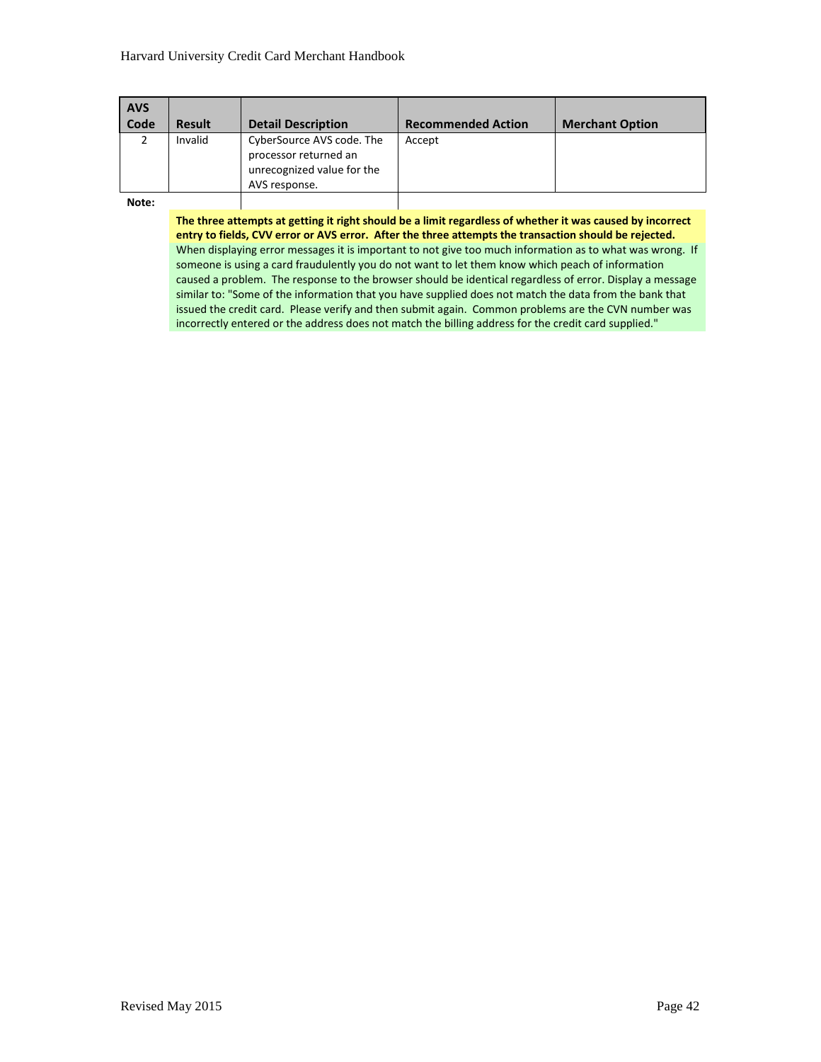| AVS Code | Result | Detail Description | Recommended Action | Merchant Option |
|---|---|---|---|---|
| 2 | Invalid | CyberSource AVS code. The processor returned an unrecognized value for the AVS response. | Accept | |

**Note:**

**The three attempts at getting it right should be a limit regardless of whether it was caused by incorrect entry to fields, CVV error or AVS error. After the three attempts the transaction should be rejected.**

When displaying error messages it is important to not give too much information as to what was wrong. If someone is using a card fraudulently you do not want to let them know which peach of information caused a problem. The response to the browser should be identical regardless of error. Display a message similar to: "Some of the information that you have supplied does not match the data from the bank that issued the credit card. Please verify and then submit again. Common problems are the CVN number was incorrectly entered or the address does not match the billing address for the credit card supplied."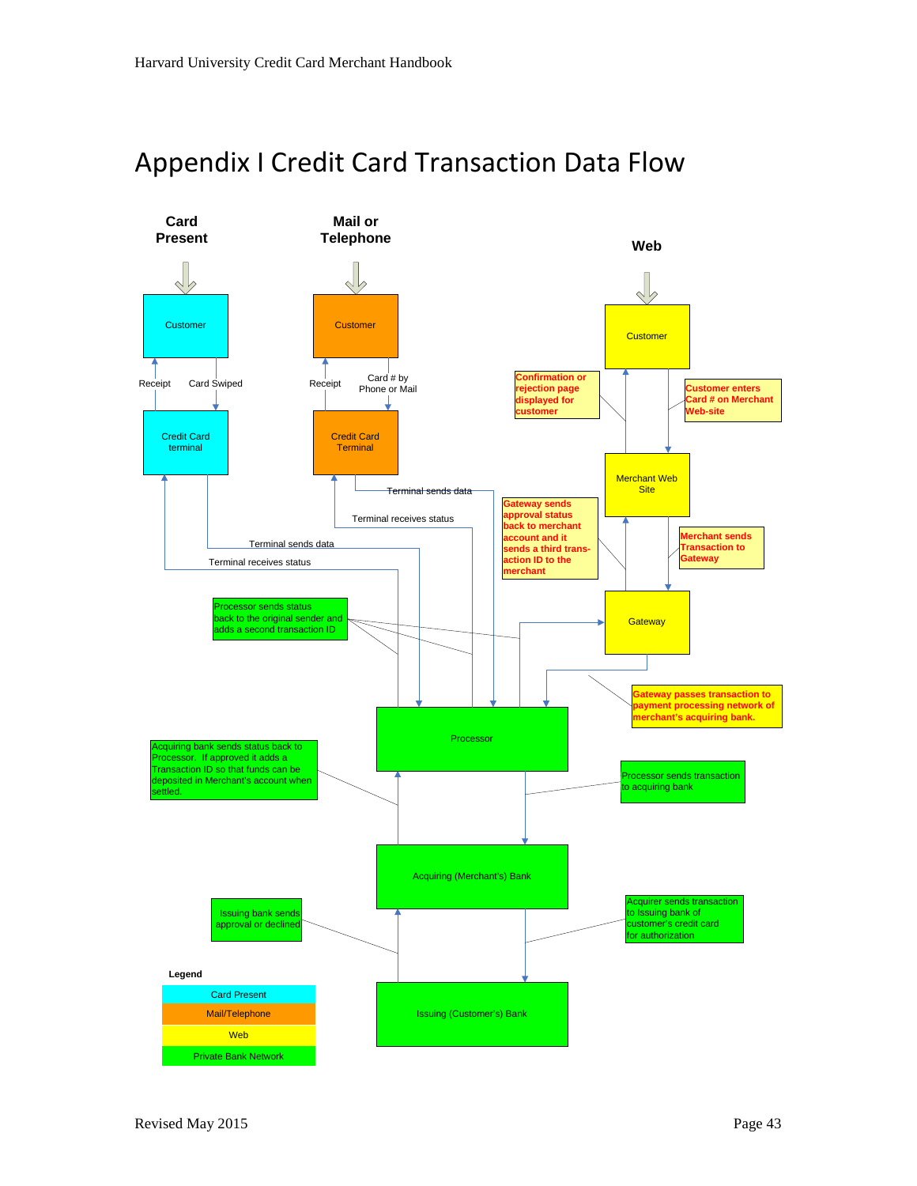# Appendix I Credit Card Transaction Data Flow

**Card Present**

Customer

Receipt

Card Swiped

Credit Card terminal

Terminal sends data

Terminal receives status

**Mail or Telephone**

Customer

Receipt

Card # by Phone or Mail

Credit Card Terminal

Terminal sends data

Terminal receives status

**Web**

Customer

Confirmation or rejection page displayed for customer

Customer enters Card # on Merchant Web-site

Merchant Web Site

Gateway sends approval status back to merchant account and it sends a third transaction ID to the merchant

Merchant sends Transaction to Gateway

Gateway

Gateway passes transaction to payment processing network of merchant's acquiring bank.

Processor sends status back to the original sender and adds a second transaction ID

Processor

Acquiring bank sends status back to Processor. If approved it adds a Transaction ID so that funds can be deposited in Merchant's account when settled.

Processor sends transaction to acquiring bank

Acquiring (Merchant's) Bank

Issuing bank sends approval or declined

Acquirer sends transaction to Issuing bank of customer's credit card for authorization

Issuing (Customer's) Bank

**Legend**

- Card Present
- Mail/Telephone
- Web
- Private Bank Network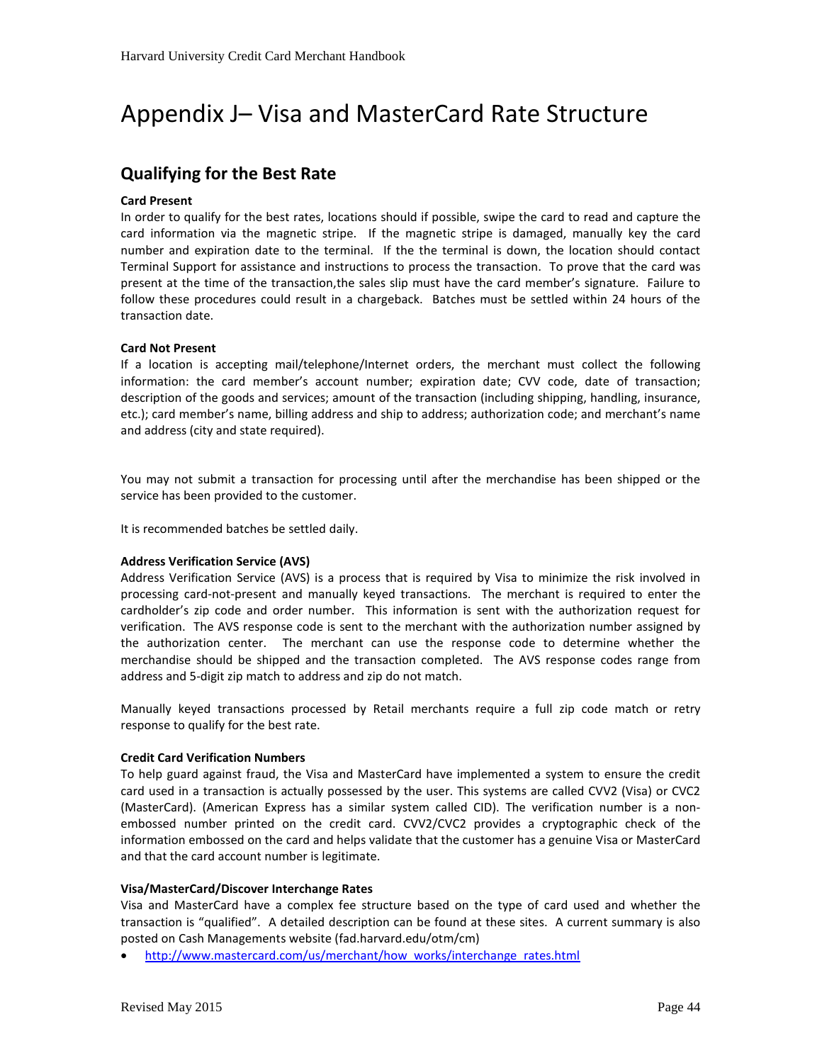# Appendix J– Visa and MasterCard Rate Structure

## Qualifying for the Best Rate

**Card Present**

In order to qualify for the best rates, locations should if possible, swipe the card to read and capture the card information via the magnetic stripe. If the magnetic stripe is damaged, manually key the card number and expiration date to the terminal. If the the terminal is down, the location should contact Terminal Support for assistance and instructions to process the transaction. To prove that the card was present at the time of the transaction,the sales slip must have the card member's signature. Failure to follow these procedures could result in a chargeback. Batches must be settled within 24 hours of the transaction date.

**Card Not Present**

If a location is accepting mail/telephone/Internet orders, the merchant must collect the following information: the card member's account number; expiration date; CVV code, date of transaction; description of the goods and services; amount of the transaction (including shipping, handling, insurance, etc.); card member's name, billing address and ship to address; authorization code; and merchant's name and address (city and state required).

You may not submit a transaction for processing until after the merchandise has been shipped or the service has been provided to the customer.

It is recommended batches be settled daily.

**Address Verification Service (AVS)**

Address Verification Service (AVS) is a process that is required by Visa to minimize the risk involved in processing card-not-present and manually keyed transactions. The merchant is required to enter the cardholder's zip code and order number. This information is sent with the authorization request for verification. The AVS response code is sent to the merchant with the authorization number assigned by the authorization center. The merchant can use the response code to determine whether the merchandise should be shipped and the transaction completed. The AVS response codes range from address and 5-digit zip match to address and zip do not match.

Manually keyed transactions processed by Retail merchants require a full zip code match or retry response to qualify for the best rate.

**Credit Card Verification Numbers**

To help guard against fraud, the Visa and MasterCard have implemented a system to ensure the credit card used in a transaction is actually possessed by the user. This systems are called CVV2 (Visa) or CVC2 (MasterCard). (American Express has a similar system called CID). The verification number is a non-embossed number printed on the credit card. CVV2/CVC2 provides a cryptographic check of the information embossed on the card and helps validate that the customer has a genuine Visa or MasterCard and that the card account number is legitimate.

**Visa/MasterCard/Discover Interchange Rates**

Visa and MasterCard have a complex fee structure based on the type of card used and whether the transaction is "qualified". A detailed description can be found at these sites. A current summary is also posted on Cash Managements website (fad.harvard.edu/otm/cm)

- http://www.mastercard.com/us/merchant/how_works/interchange_rates.html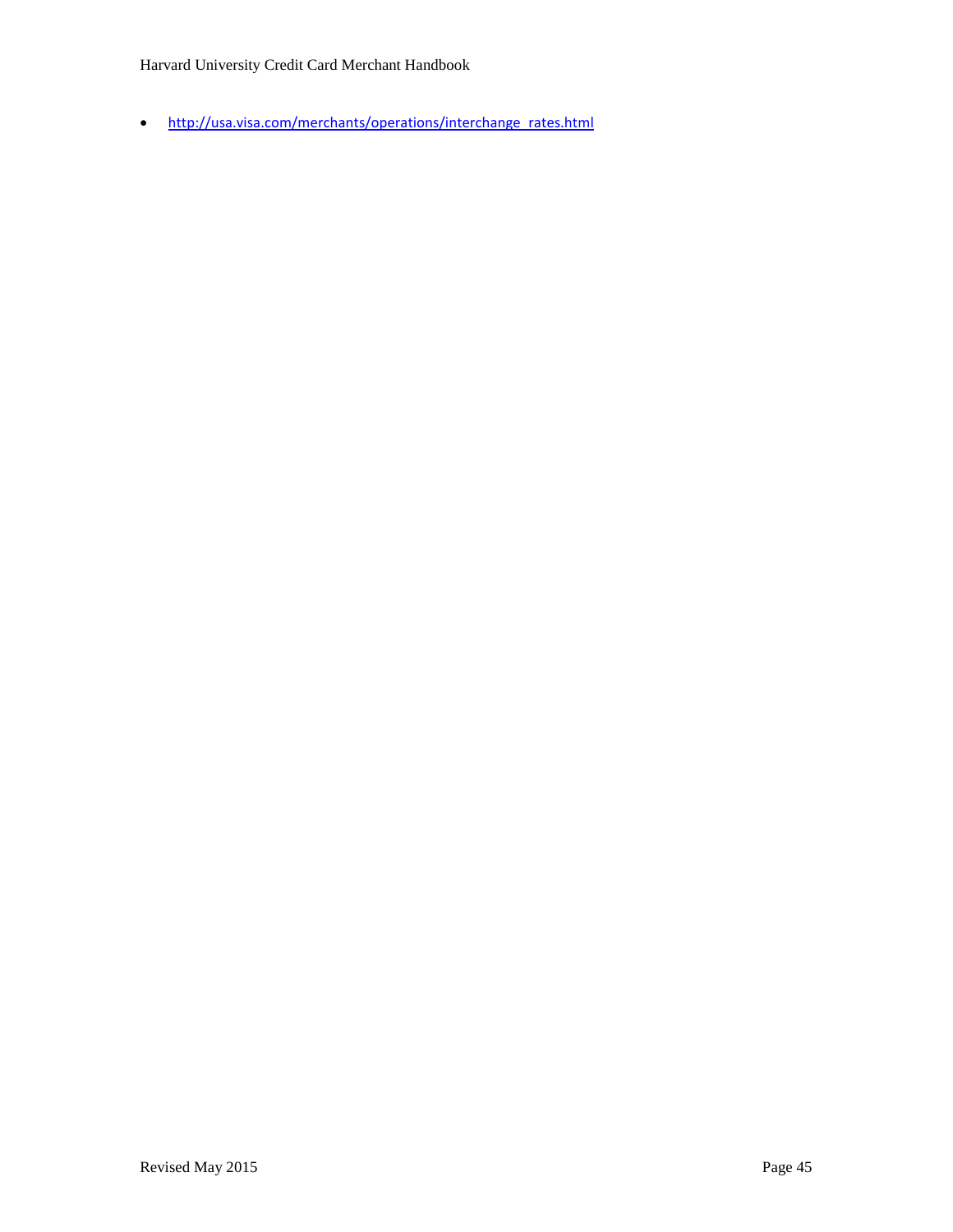- http://usa.visa.com/merchants/operations/interchange_rates.html